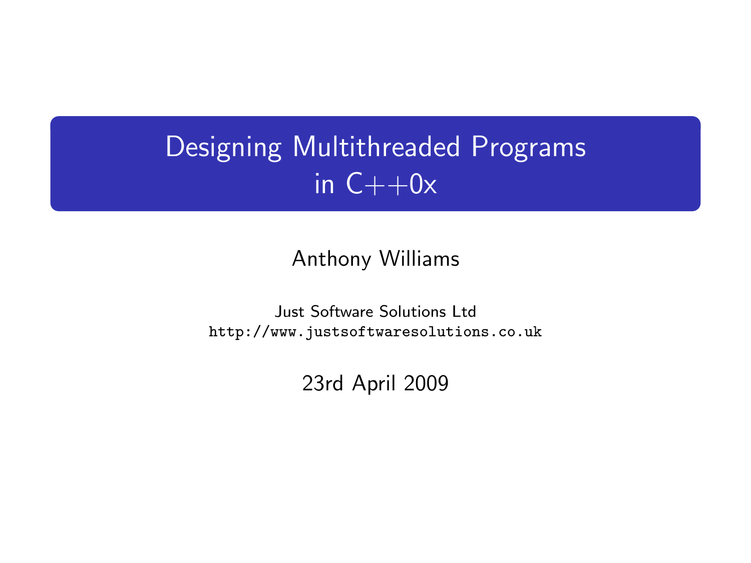# Designing Multithreaded Programs in C++0x

Anthony Williams

Just Software Solutions Ltd
http://www.justsoftwaresolutions.co.uk

23rd April 2009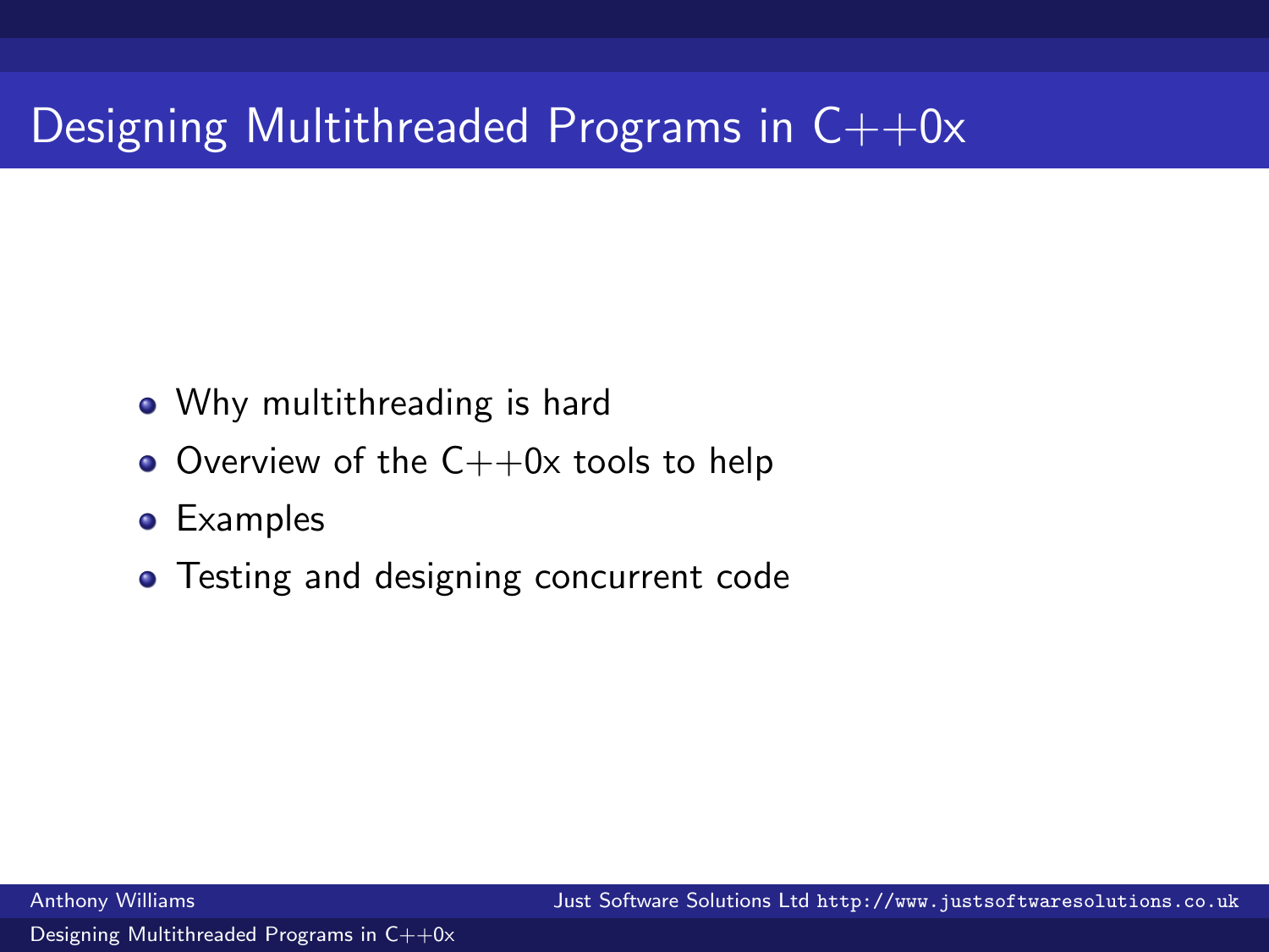# Designing Multithreaded Programs in C++0x

- Why multithreading is hard
- Overview of the C++0x tools to help
- Examples
- Testing and designing concurrent code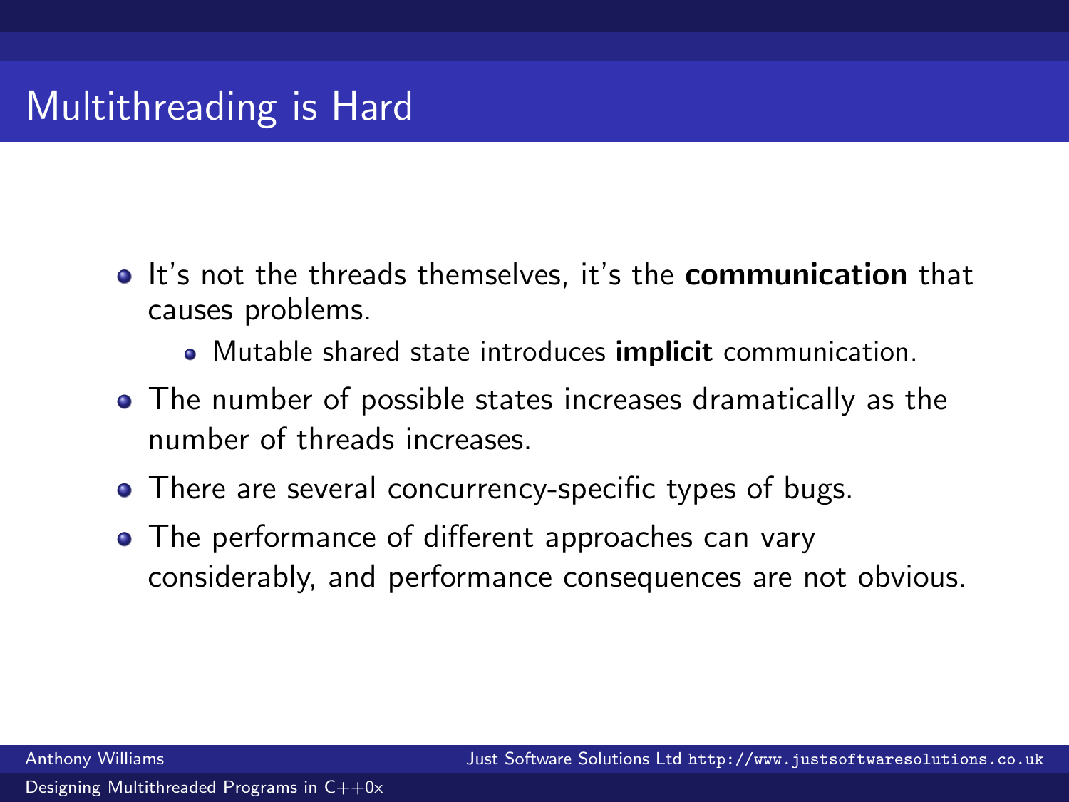# Multithreading is Hard

- It's not the threads themselves, it's the **communication** that causes problems.
  - Mutable shared state introduces **implicit** communication.
- The number of possible states increases dramatically as the number of threads increases.
- There are several concurrency-specific types of bugs.
- The performance of different approaches can vary considerably, and performance consequences are not obvious.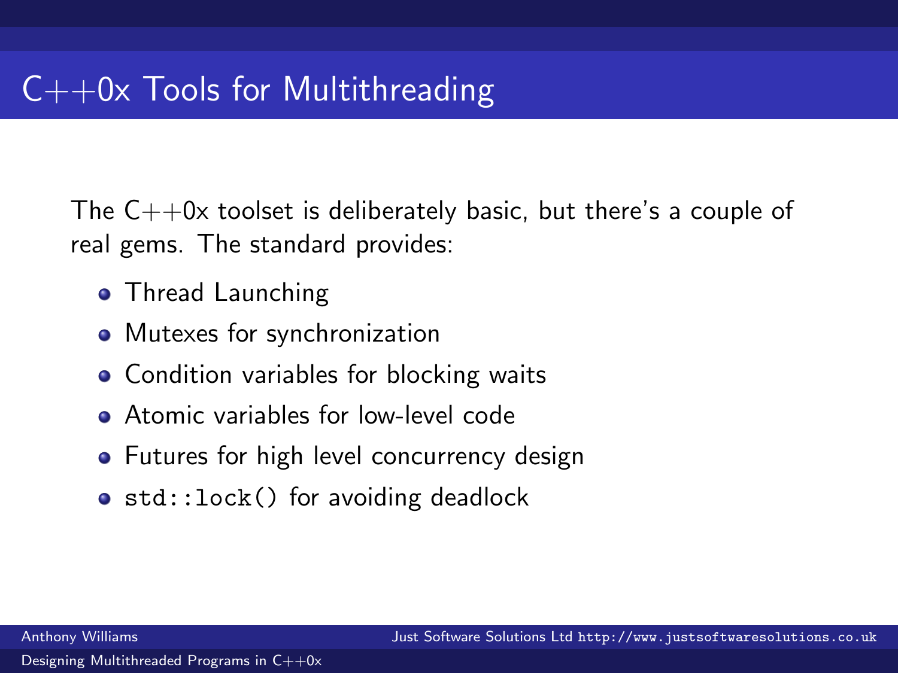# C++0x Tools for Multithreading

The C++0x toolset is deliberately basic, but there's a couple of real gems. The standard provides:

- Thread Launching
- Mutexes for synchronization
- Condition variables for blocking waits
- Atomic variables for low-level code
- Futures for high level concurrency design
- `std::lock()` for avoiding deadlock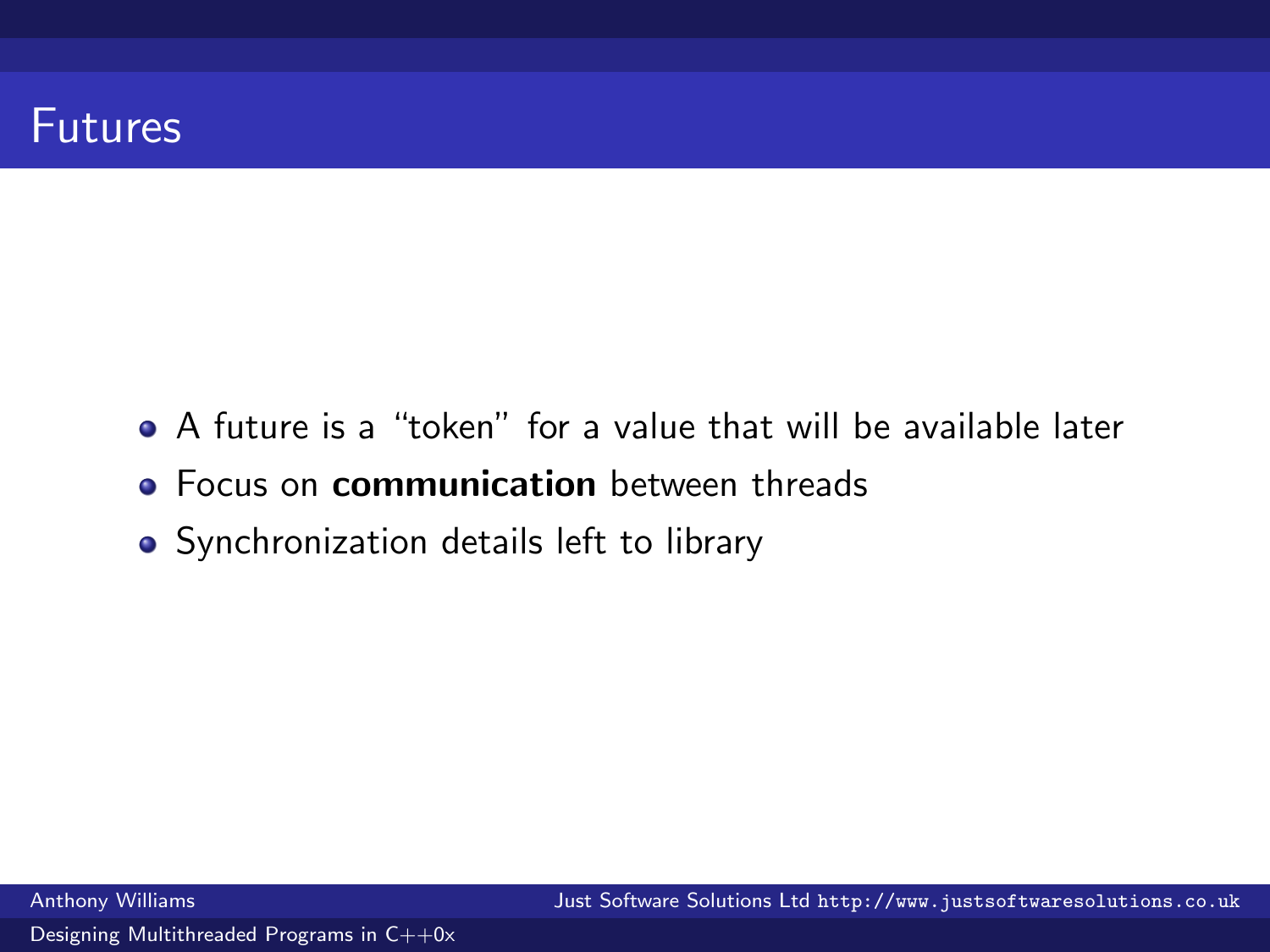# Futures

- A future is a “token” for a value that will be available later
- Focus on **communication** between threads
- Synchronization details left to library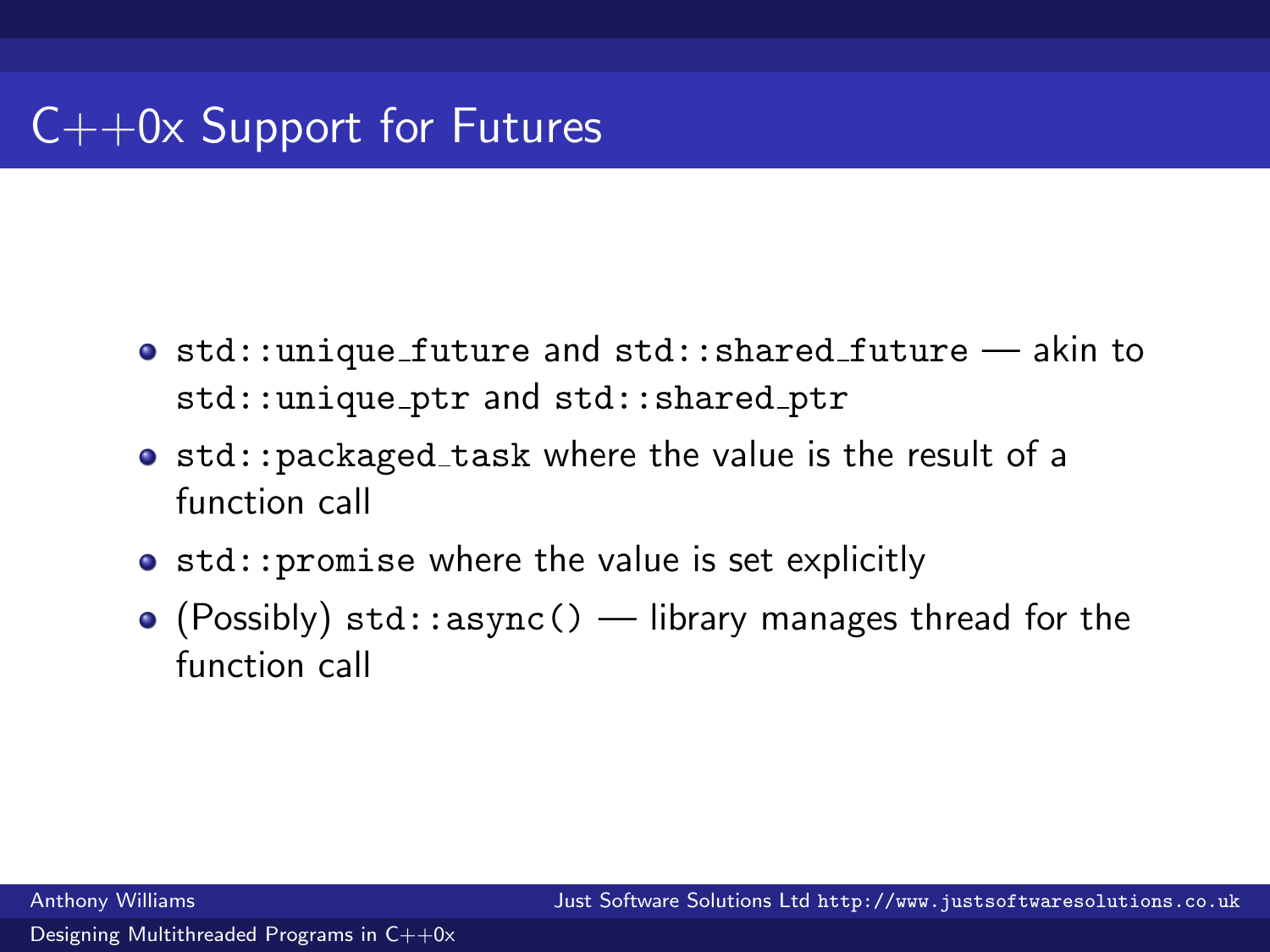# C++0x Support for Futures

- `std::unique_future` and `std::shared_future` — akin to `std::unique_ptr` and `std::shared_ptr`
- `std::packaged_task` where the value is the result of a function call
- `std::promise` where the value is set explicitly
- (Possibly) `std::async()` — library manages thread for the function call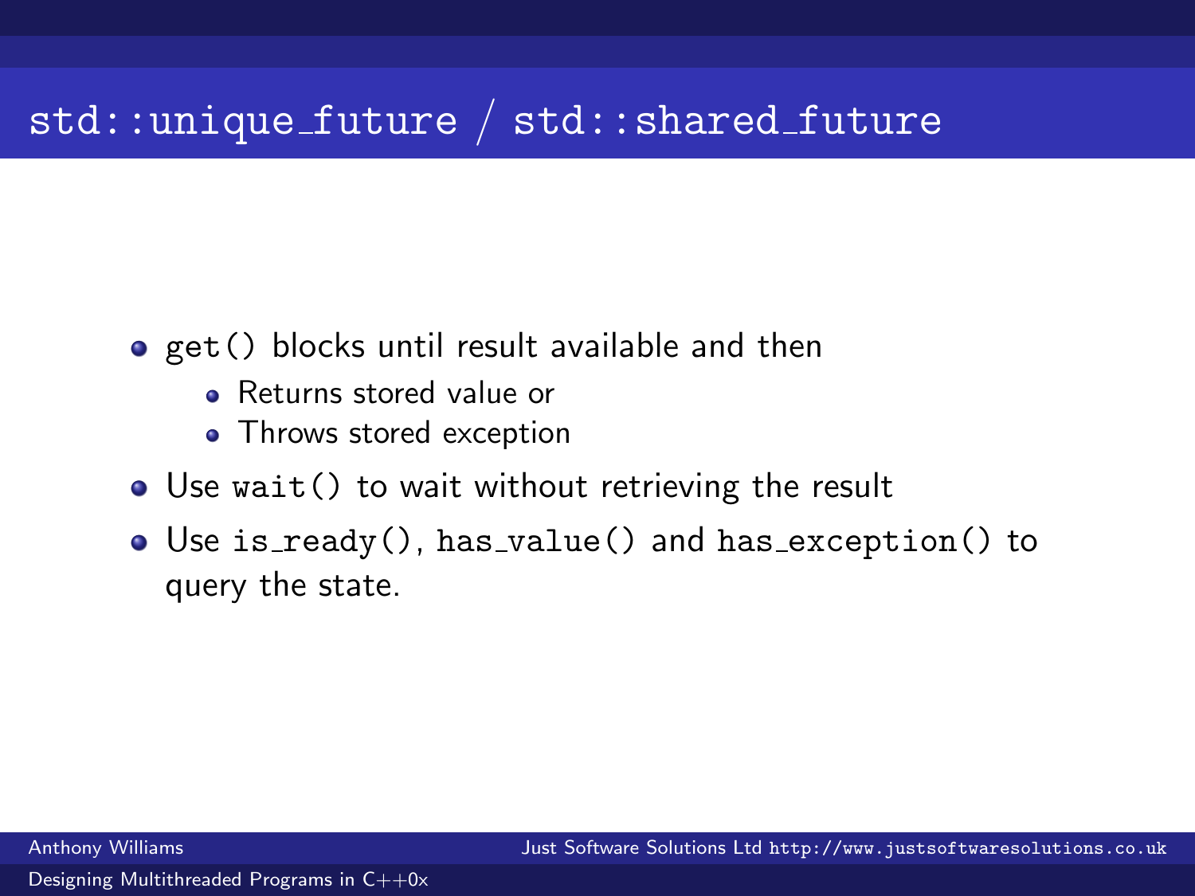# std::unique_future / std::shared_future

- `get()` blocks until result available and then
  - Returns stored value or
  - Throws stored exception
- Use `wait()` to wait without retrieving the result
- Use `is_ready()`, `has_value()` and `has_exception()` to query the state.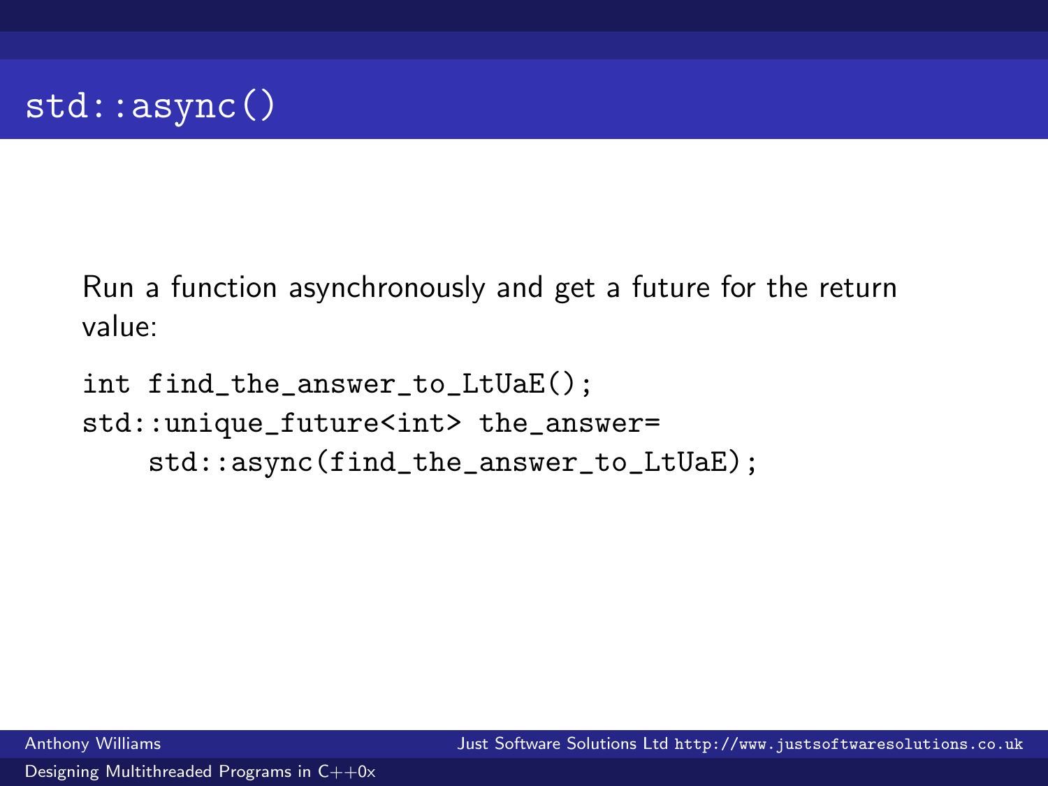# std::async()

Run a function asynchronously and get a future for the return value:

```
int find_the_answer_to_LtUaE();
std::unique_future<int> the_answer=
    std::async(find_the_answer_to_LtUaE);
```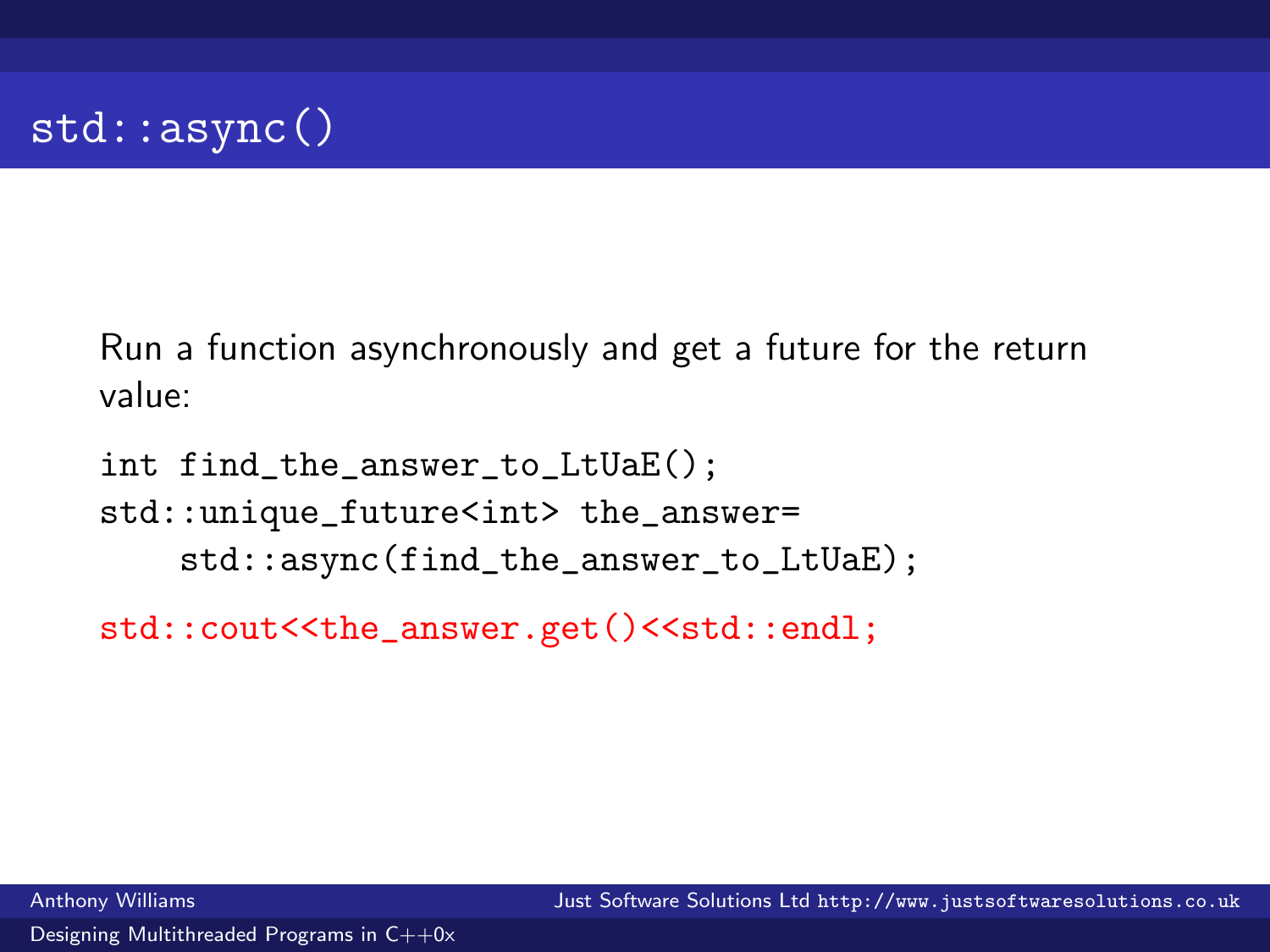# std::async()

Run a function asynchronously and get a future for the return value:

```
int find_the_answer_to_LtUaE();
std::unique_future<int> the_answer=
    std::async(find_the_answer_to_LtUaE);

std::cout<<the_answer.get()<<std::endl;
```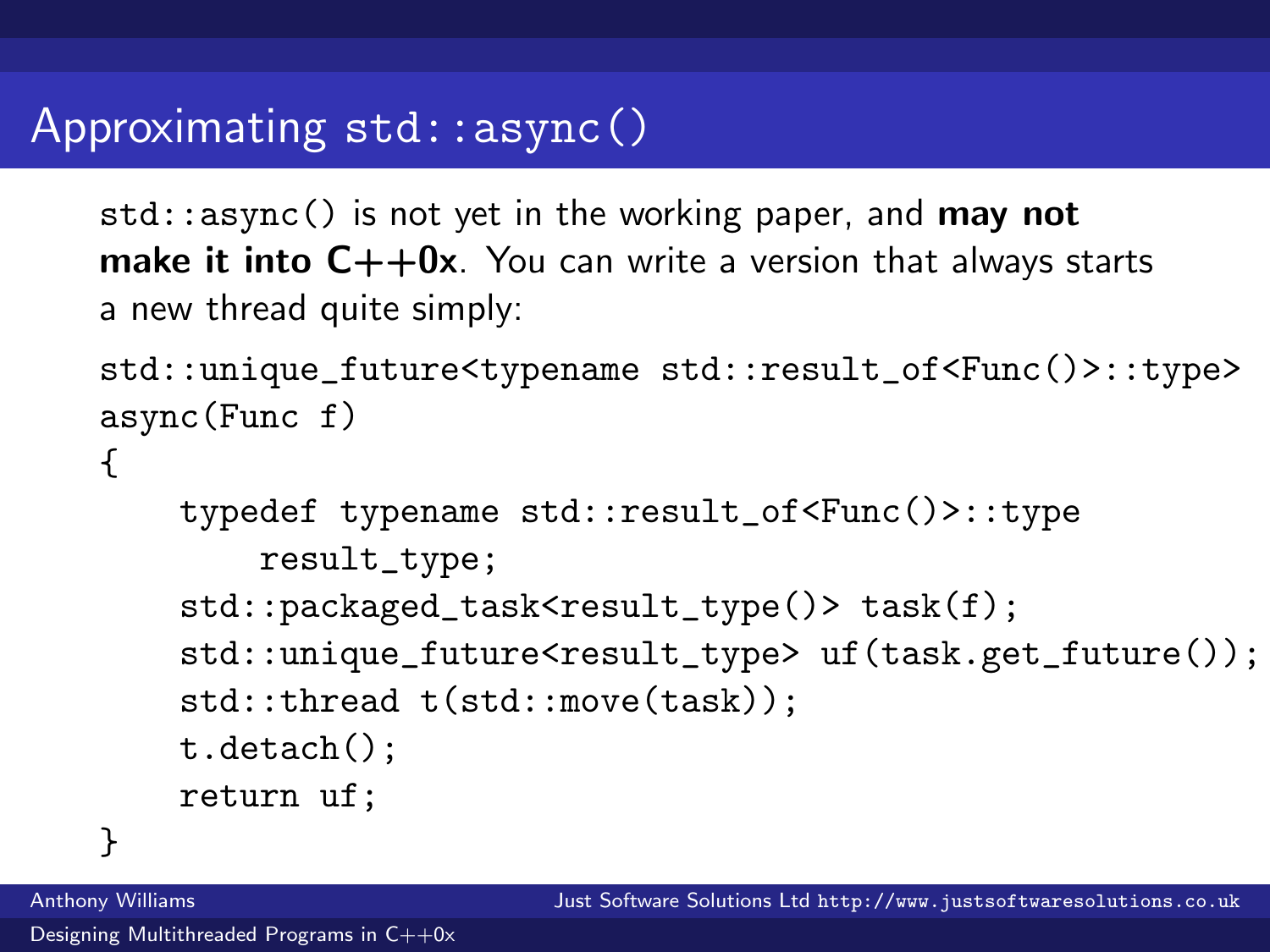## Approximating `std::async()`

`std::async()` is not yet in the working paper, and **may not make it into C++0x**. You can write a version that always starts a new thread quite simply:

```
std::unique_future<typename std::result_of<Func()>::type>
async(Func f)
{
    typedef typename std::result_of<Func()>::type
        result_type;
    std::packaged_task<result_type()> task(f);
    std::unique_future<result_type> uf(task.get_future());
    std::thread t(std::move(task));
    t.detach();
    return uf;
}
```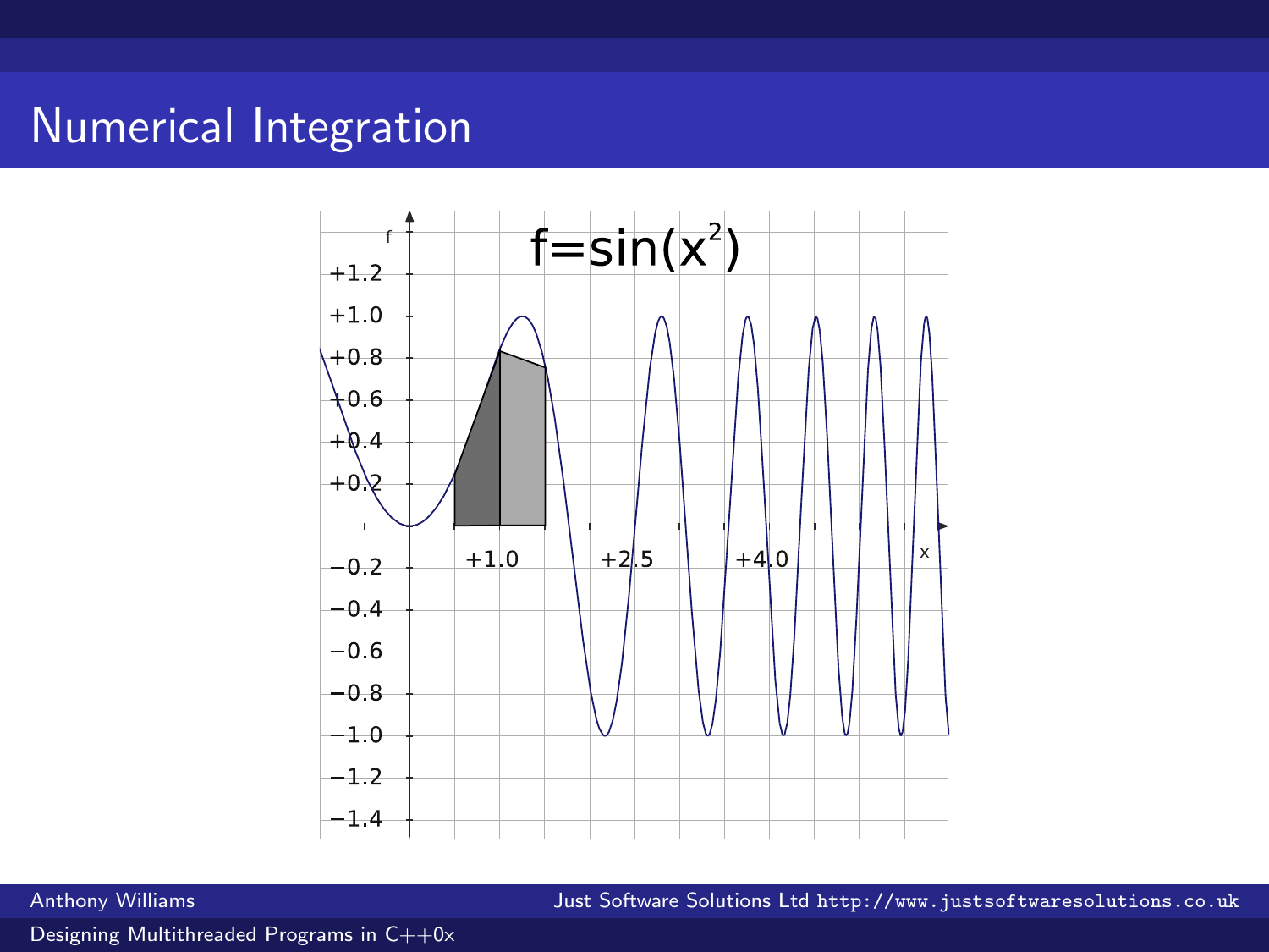# Numerical Integration

$f = \sin(x^2)$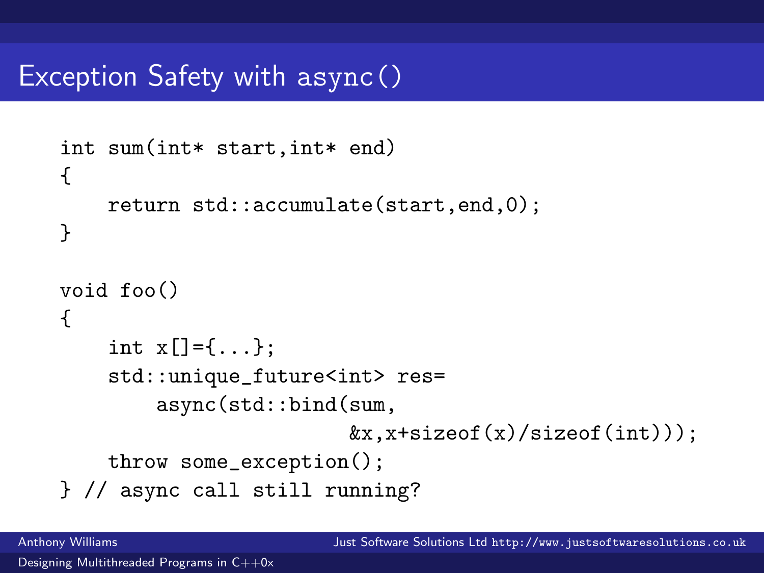# Exception Safety with async()

```
int sum(int* start,int* end)
{
    return std::accumulate(start,end,0);
}

void foo()
{
    int x[]={...};
    std::unique_future<int> res=
        async(std::bind(sum,
                        &x,x+sizeof(x)/sizeof(int)));
    throw some_exception();
} // async call still running?
```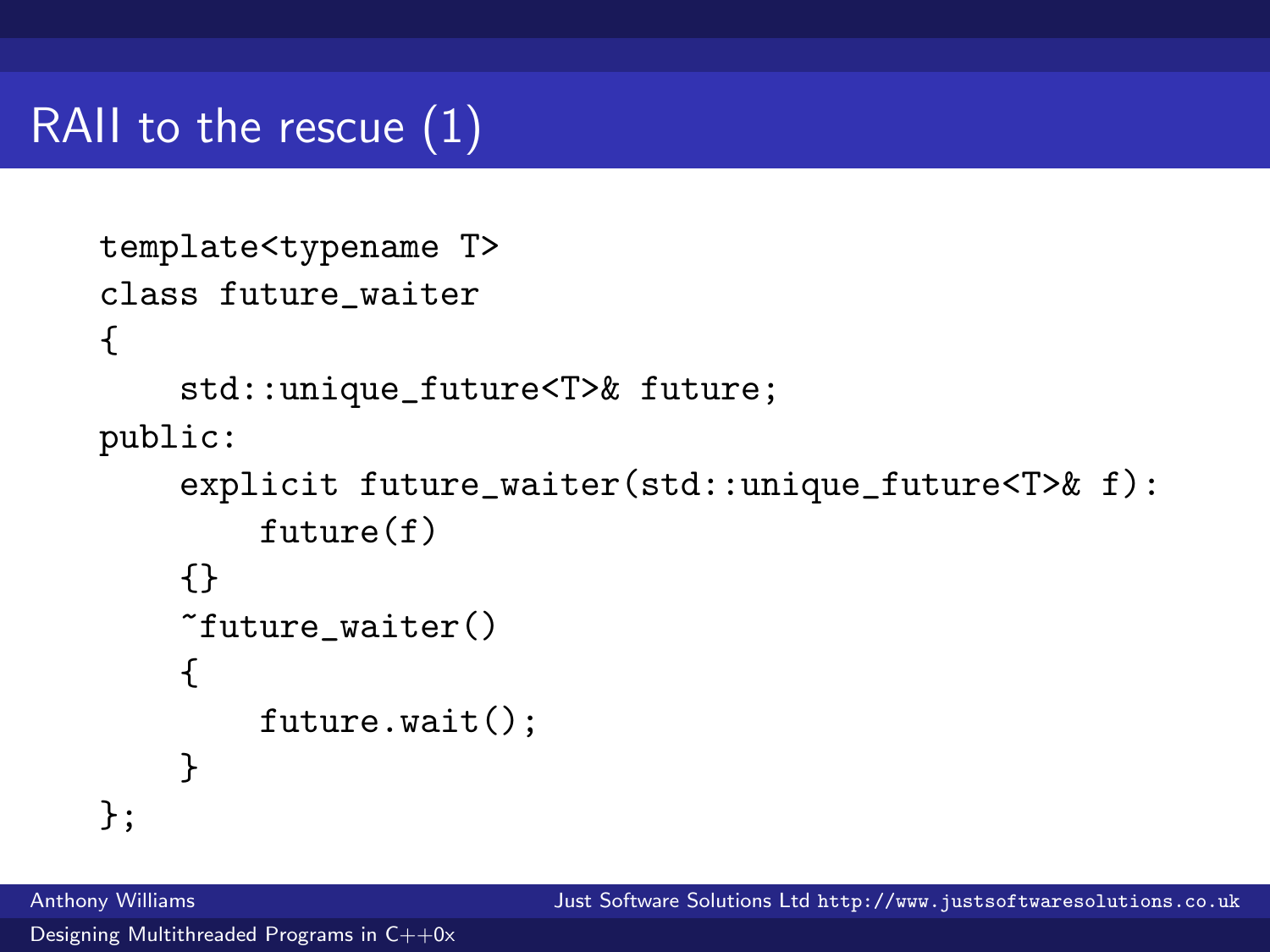# RAII to the rescue (1)

```
template<typename T>
class future_waiter
{
    std::unique_future<T>& future;
public:
    explicit future_waiter(std::unique_future<T>& f):
        future(f)
    {}
    ~future_waiter()
    {
        future.wait();
    }
};
```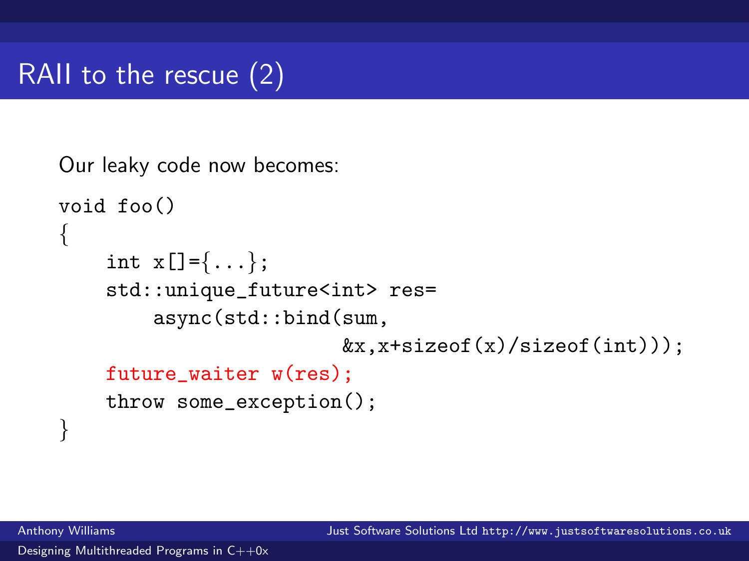# RAII to the rescue (2)

Our leaky code now becomes:

```
void foo()
{
    int x[]={...};
    std::unique_future<int> res=
        async(std::bind(sum,
                        &x,x+sizeof(x)/sizeof(int)));
    future_waiter w(res);
    throw some_exception();
}
```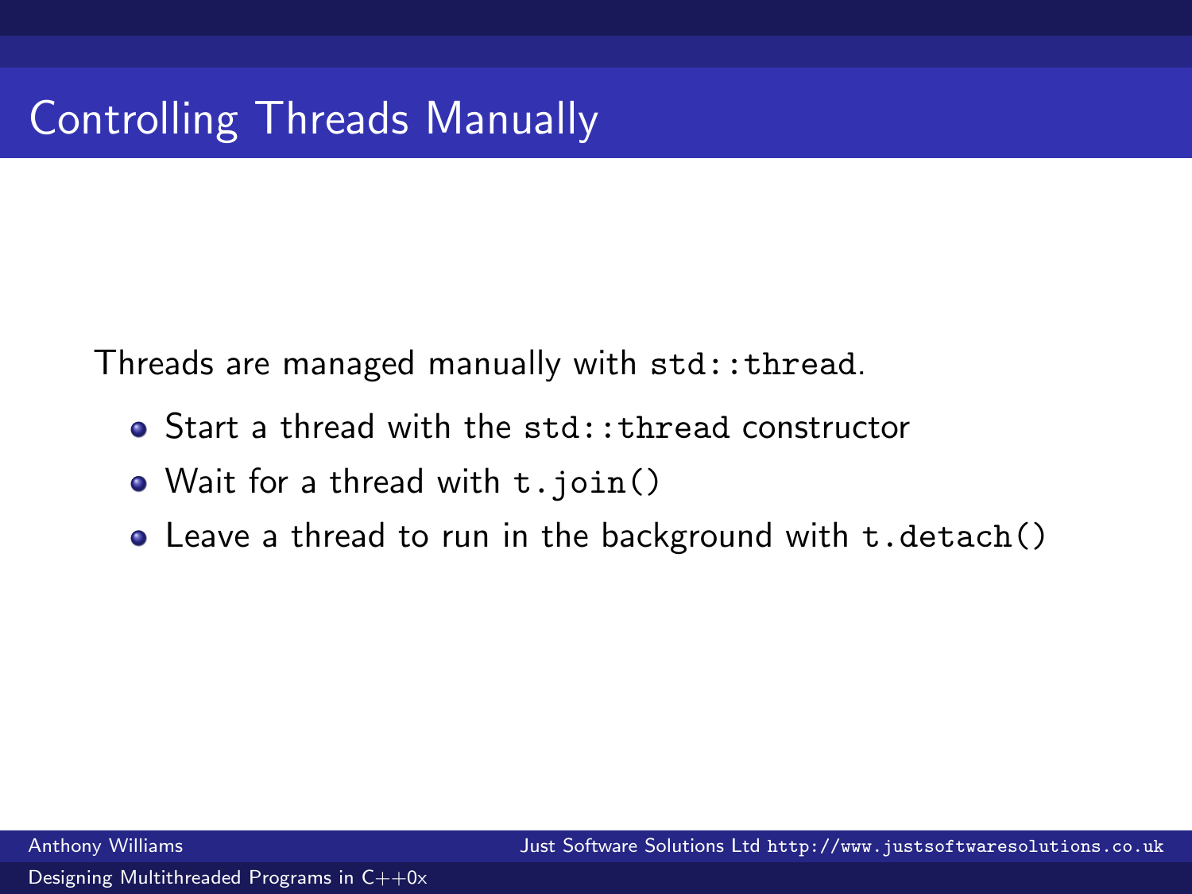# Controlling Threads Manually

Threads are managed manually with `std::thread`.

- Start a thread with the `std::thread` constructor
- Wait for a thread with `t.join()`
- Leave a thread to run in the background with `t.detach()`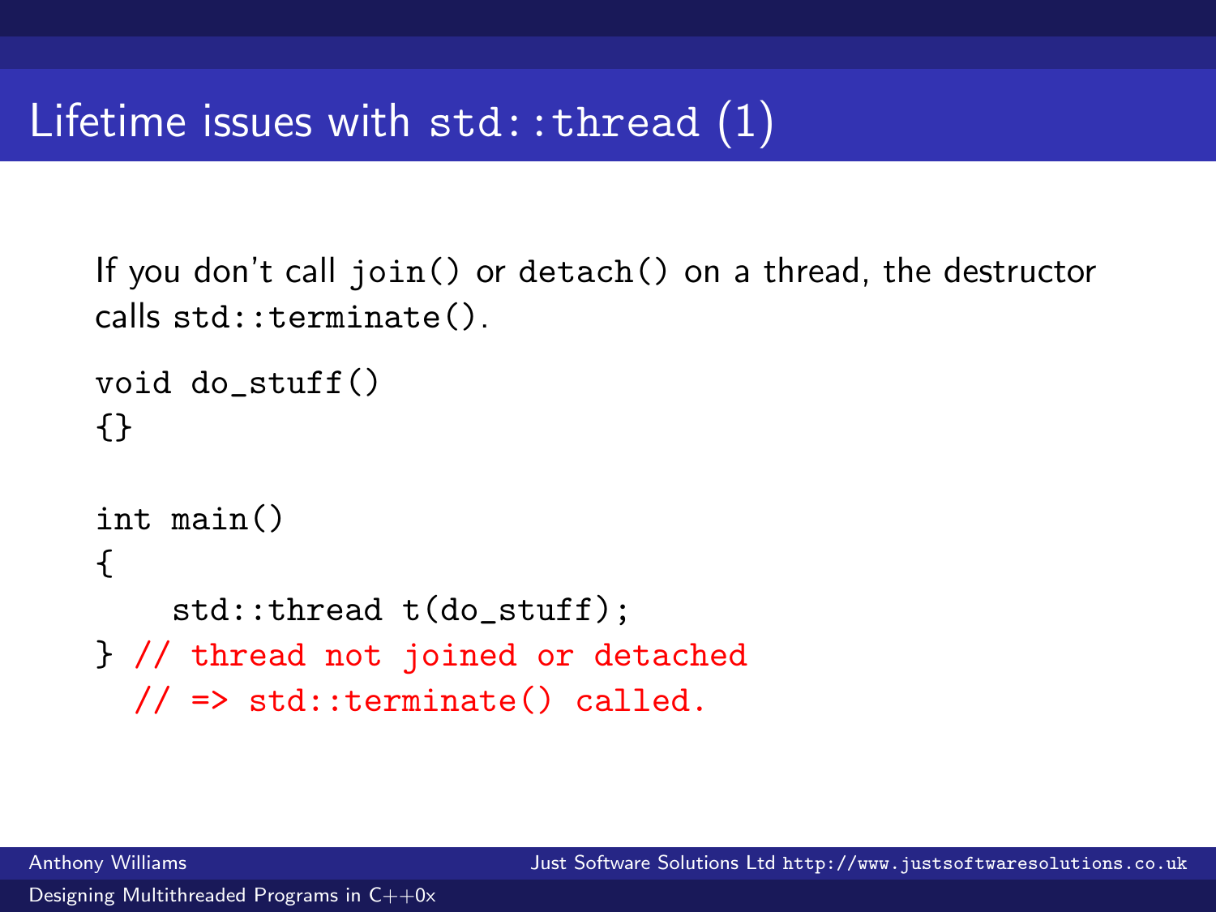# Lifetime issues with `std::thread` (1)

If you don't call `join()` or `detach()` on a thread, the destructor calls `std::terminate()`.

```
void do_stuff()
{}

int main()
{
    std::thread t(do_stuff);
} // thread not joined or detached
  // => std::terminate() called.
```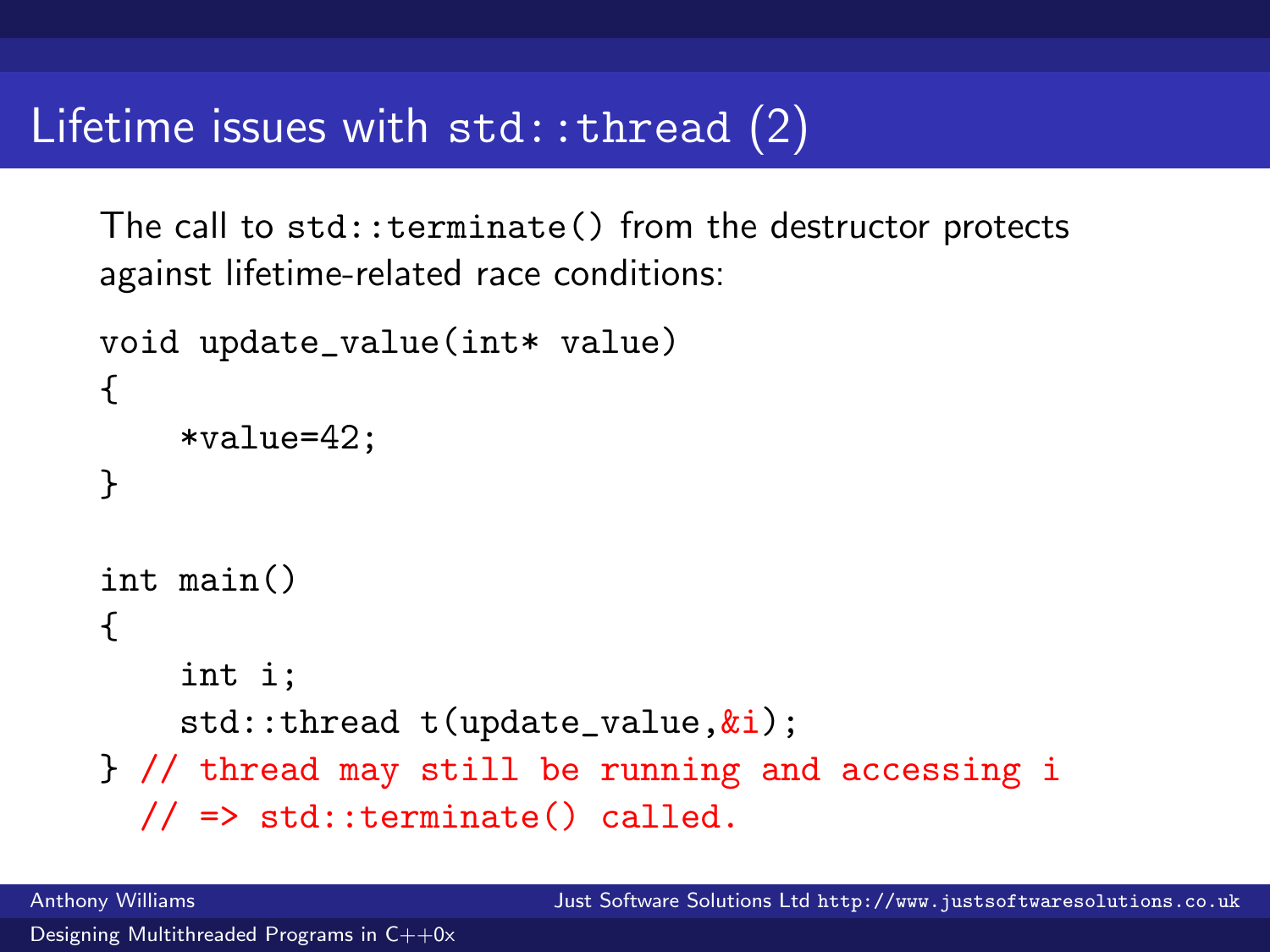# Lifetime issues with std::thread (2)

The call to std::terminate() from the destructor protects against lifetime-related race conditions:

```
void update_value(int* value)
{
    *value=42;
}

int main()
{
    int i;
    std::thread t(update_value,&i);
} // thread may still be running and accessing i
  // => std::terminate() called.
```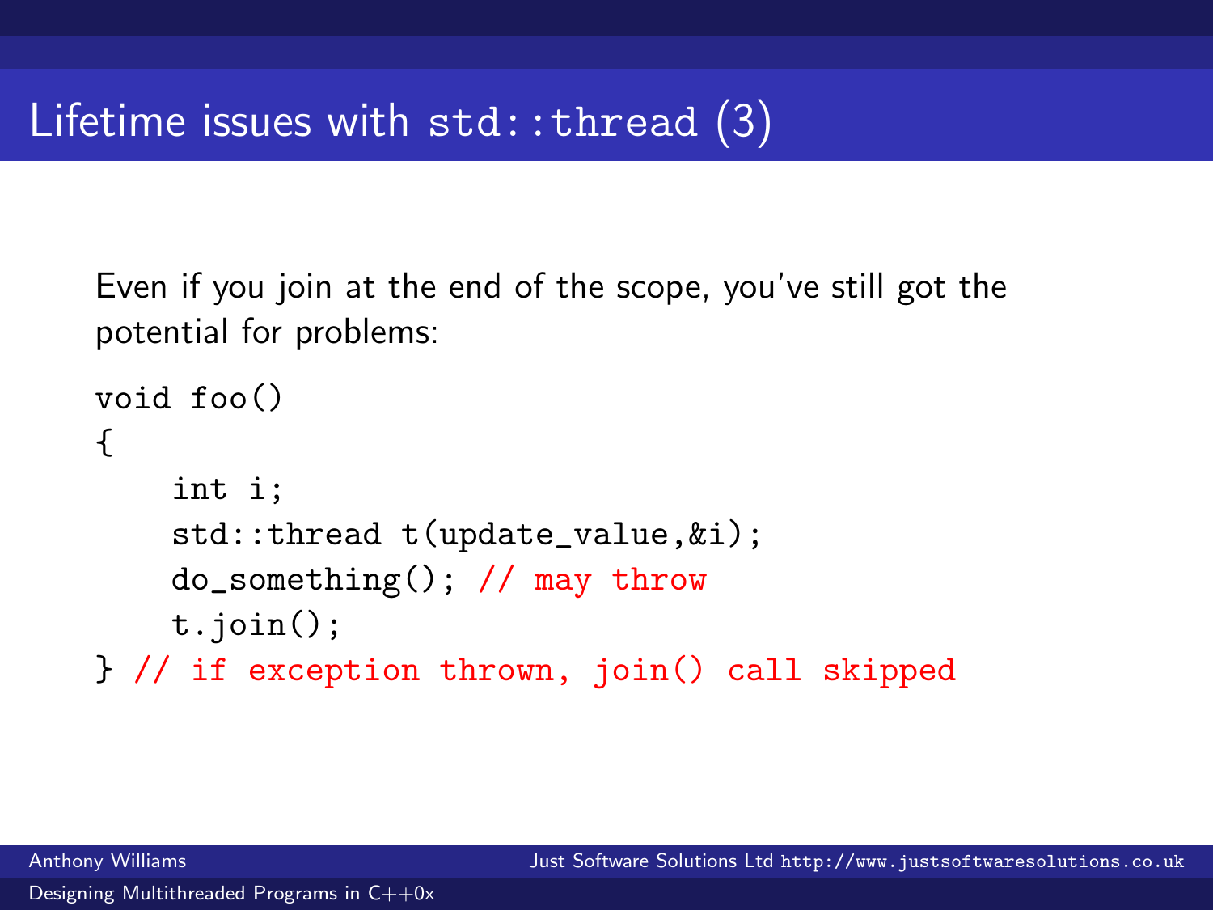# Lifetime issues with `std::thread` (3)

Even if you join at the end of the scope, you've still got the potential for problems:

```
void foo()
{
    int i;
    std::thread t(update_value,&i);
    do_something(); // may throw
    t.join();
} // if exception thrown, join() call skipped
```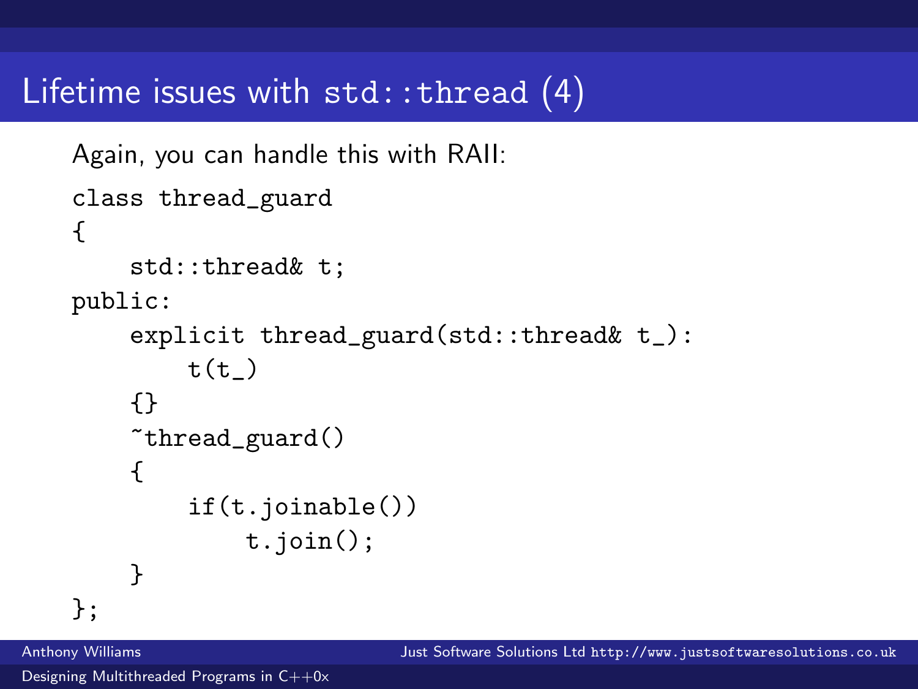# Lifetime issues with `std::thread` (4)

Again, you can handle this with RAII:

```
class thread_guard
{
    std::thread& t;
public:
    explicit thread_guard(std::thread& t_):
        t(t_)
    {}
    ~thread_guard()
    {
        if(t.joinable())
            t.join();
    }
};
```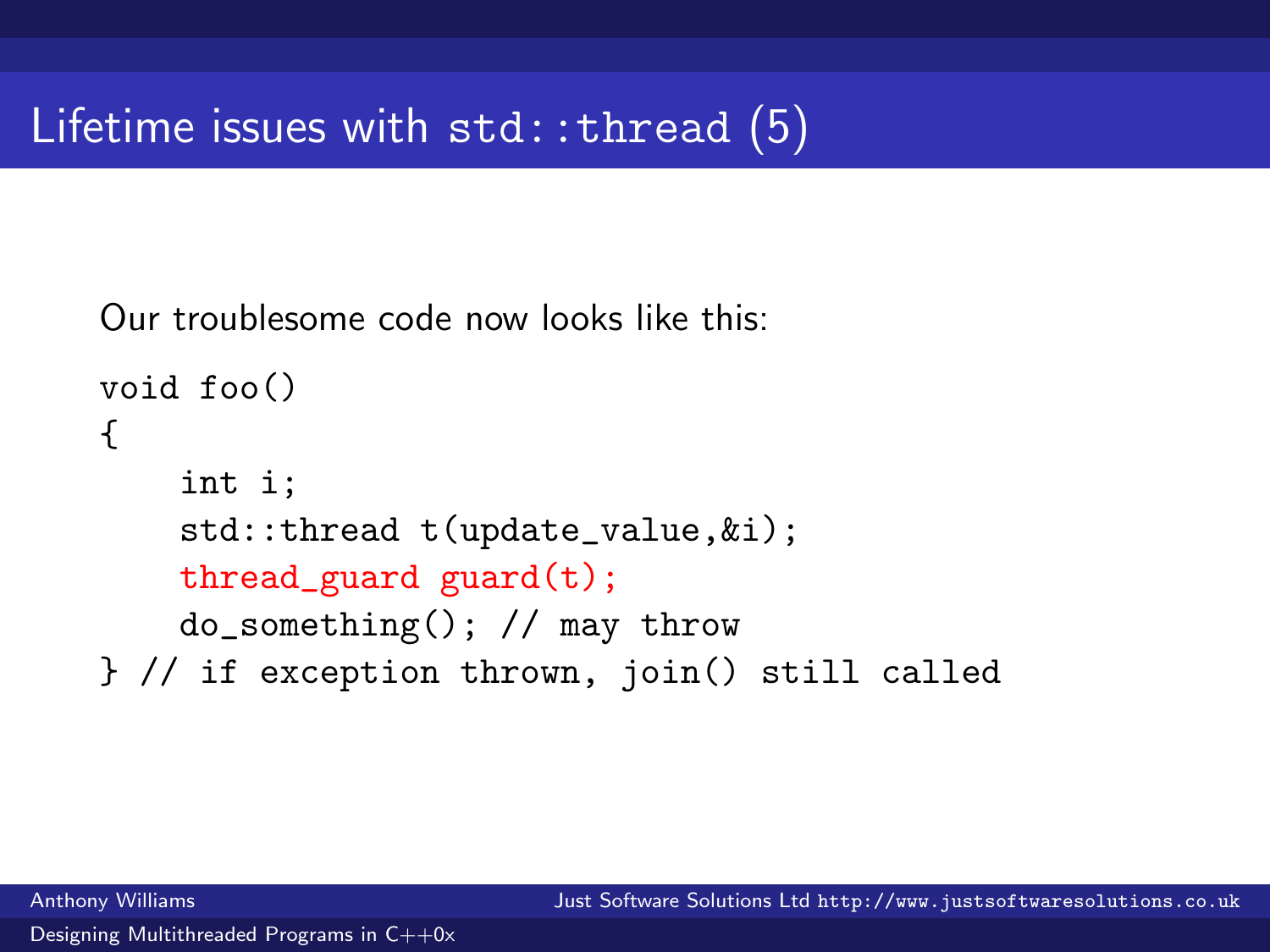# Lifetime issues with `std::thread` (5)

Our troublesome code now looks like this:

```
void foo()
{
    int i;
    std::thread t(update_value,&i);
    thread_guard guard(t);
    do_something(); // may throw
} // if exception thrown, join() still called
```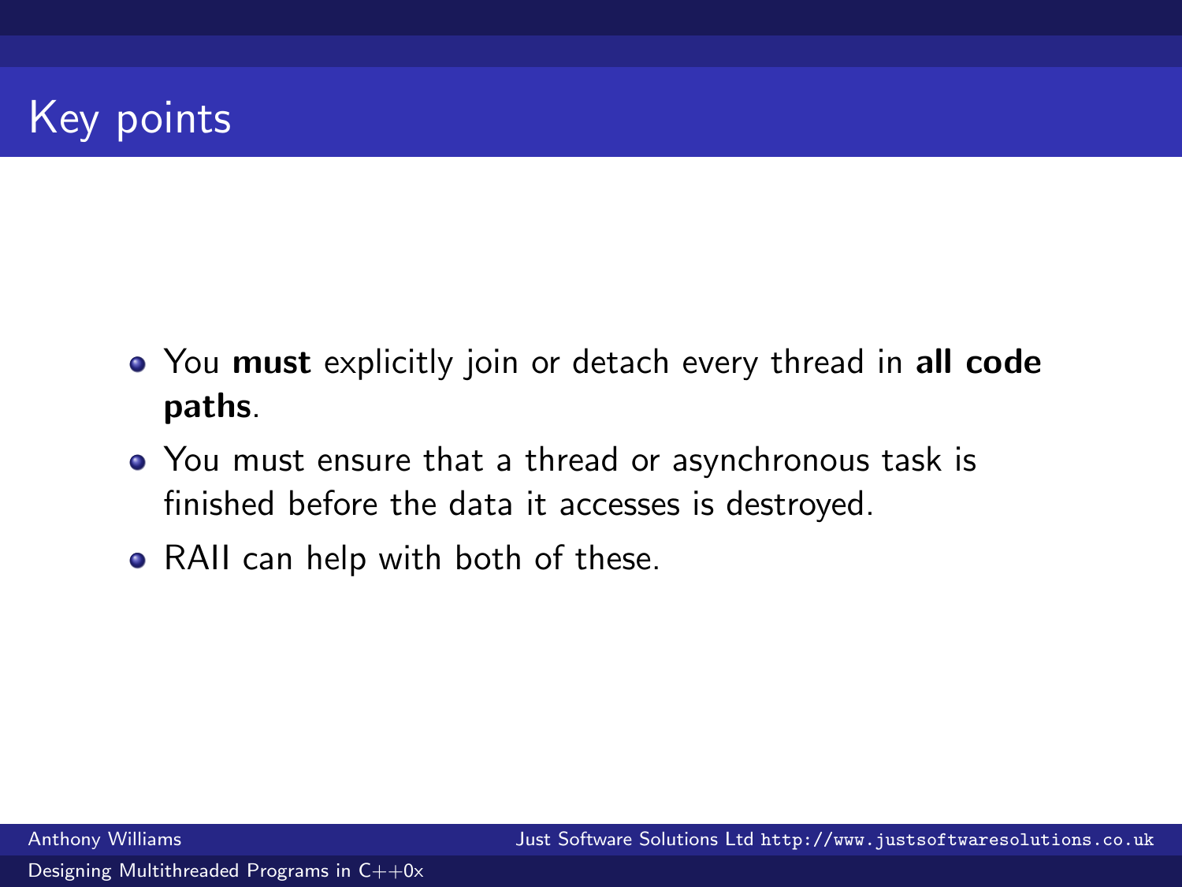# Key points

- You **must** explicitly join or detach every thread in **all code paths**.
- You must ensure that a thread or asynchronous task is finished before the data it accesses is destroyed.
- RAII can help with both of these.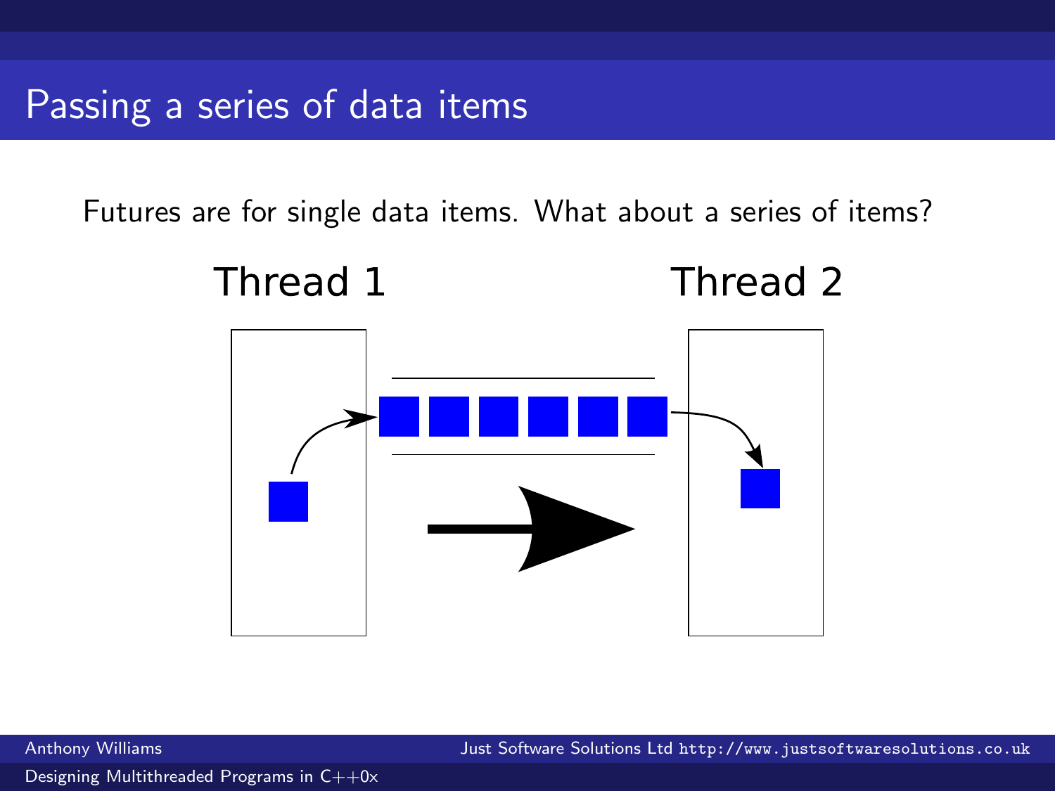# Passing a series of data items

Futures are for single data items. What about a series of items?

Thread 1

Thread 2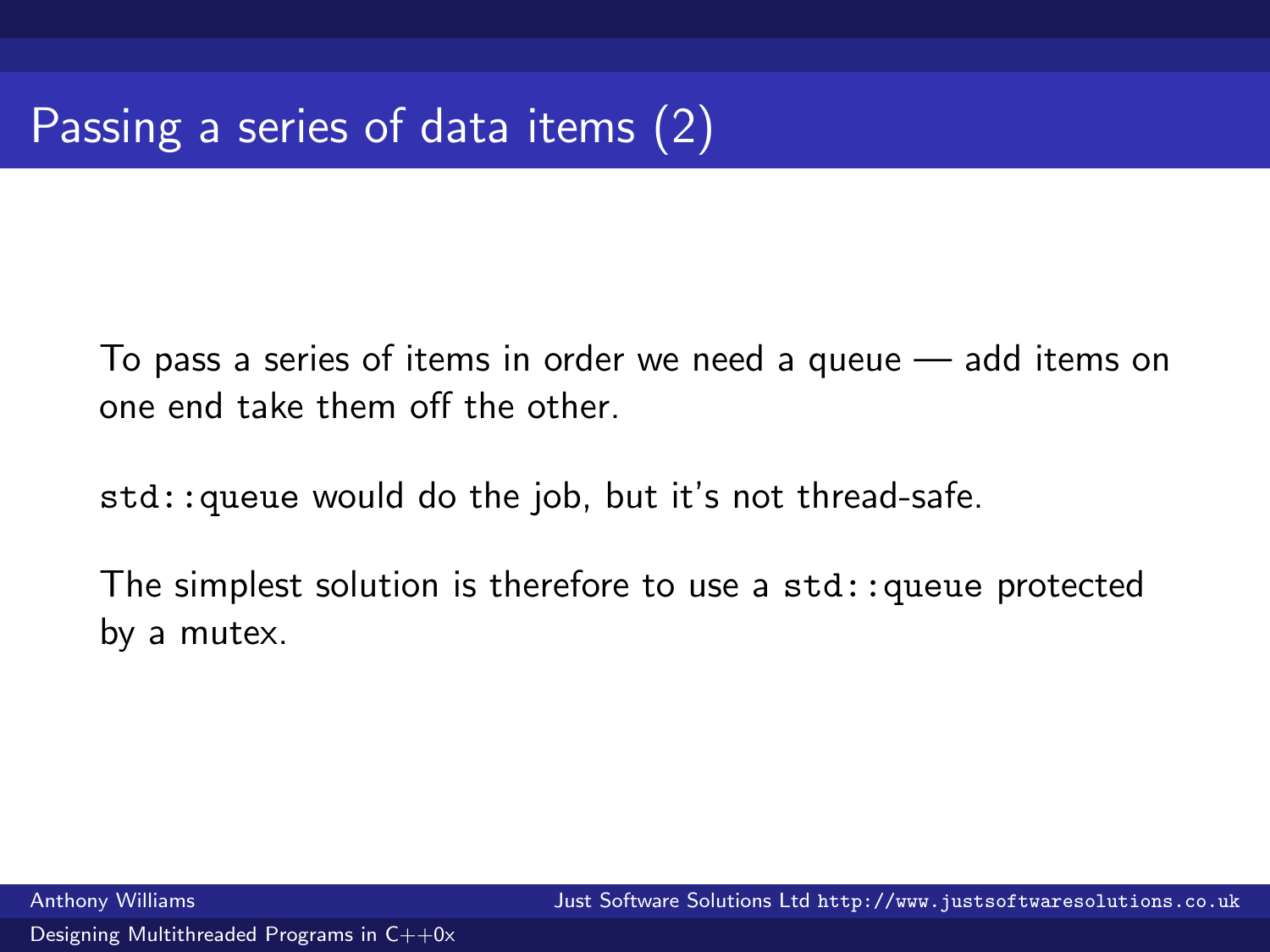# Passing a series of data items (2)

To pass a series of items in order we need a queue — add items on one end take them off the other.

`std::queue` would do the job, but it's not thread-safe.

The simplest solution is therefore to use a `std::queue` protected by a mutex.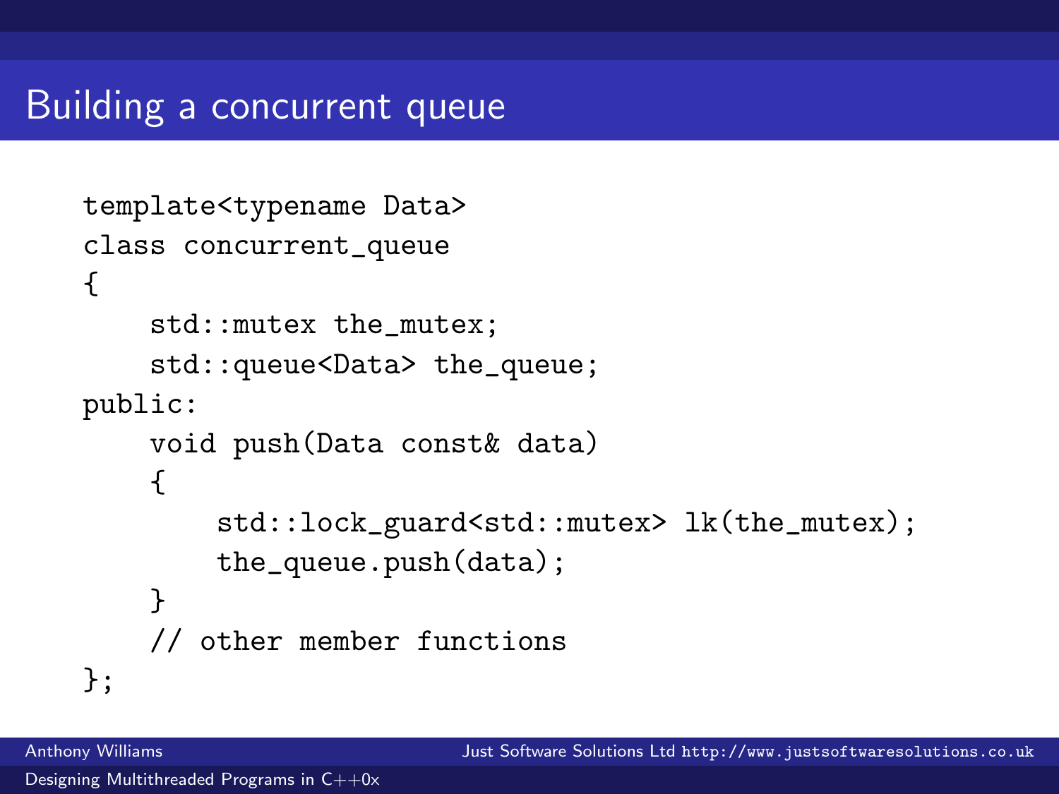# Building a concurrent queue

```
template<typename Data>
class concurrent_queue
{
    std::mutex the_mutex;
    std::queue<Data> the_queue;
public:
    void push(Data const& data)
    {
        std::lock_guard<std::mutex> lk(the_mutex);
        the_queue.push(data);
    }
    // other member functions
};
```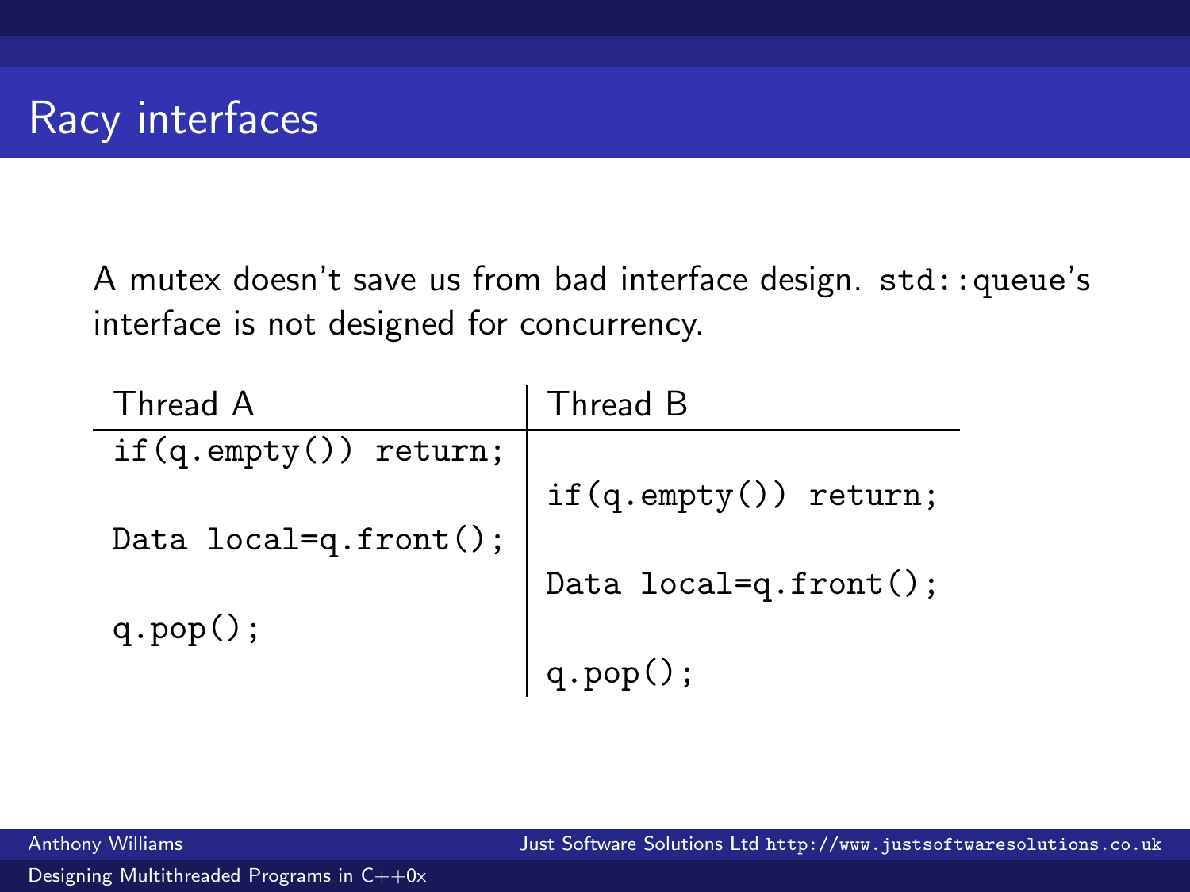# Racy interfaces

A mutex doesn't save us from bad interface design. `std::queue`'s interface is not designed for concurrency.

| Thread A | Thread B |
|---|---|
| `if(q.empty()) return;` | |
| | `if(q.empty()) return;` |
| `Data local=q.front();` | |
| | `Data local=q.front();` |
| `q.pop();` | |
| | `q.pop();` |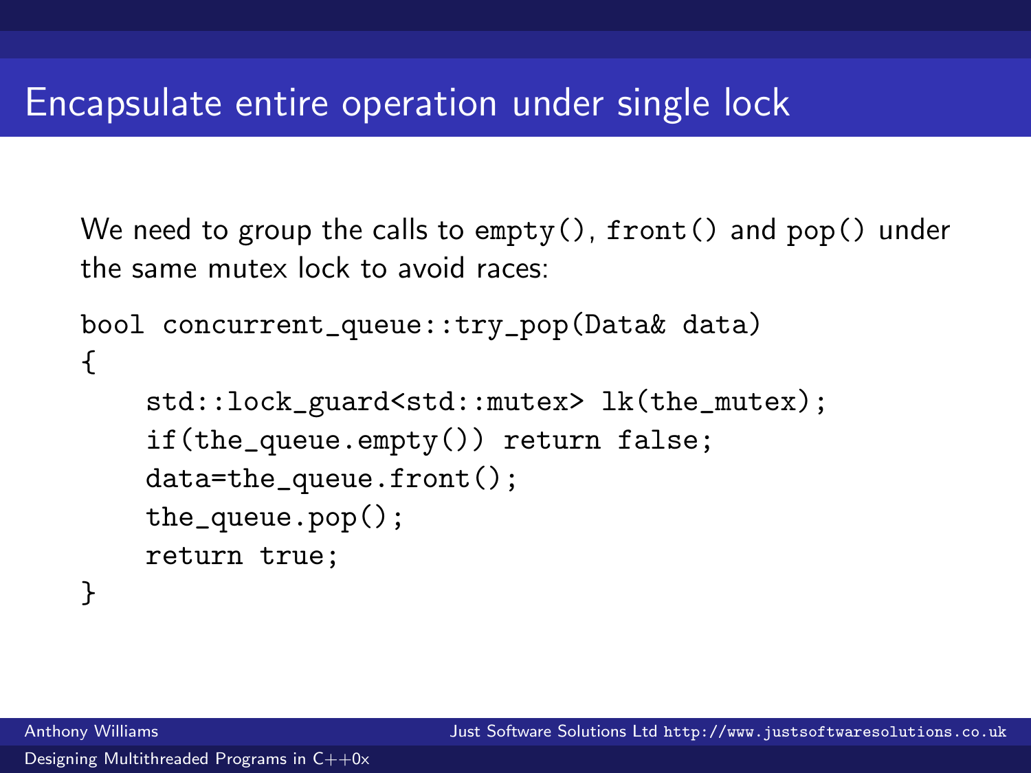# Encapsulate entire operation under single lock

We need to group the calls to `empty()`, `front()` and `pop()` under the same mutex lock to avoid races:

```
bool concurrent_queue::try_pop(Data& data)
{
    std::lock_guard<std::mutex> lk(the_mutex);
    if(the_queue.empty()) return false;
    data=the_queue.front();
    the_queue.pop();
    return true;
}
```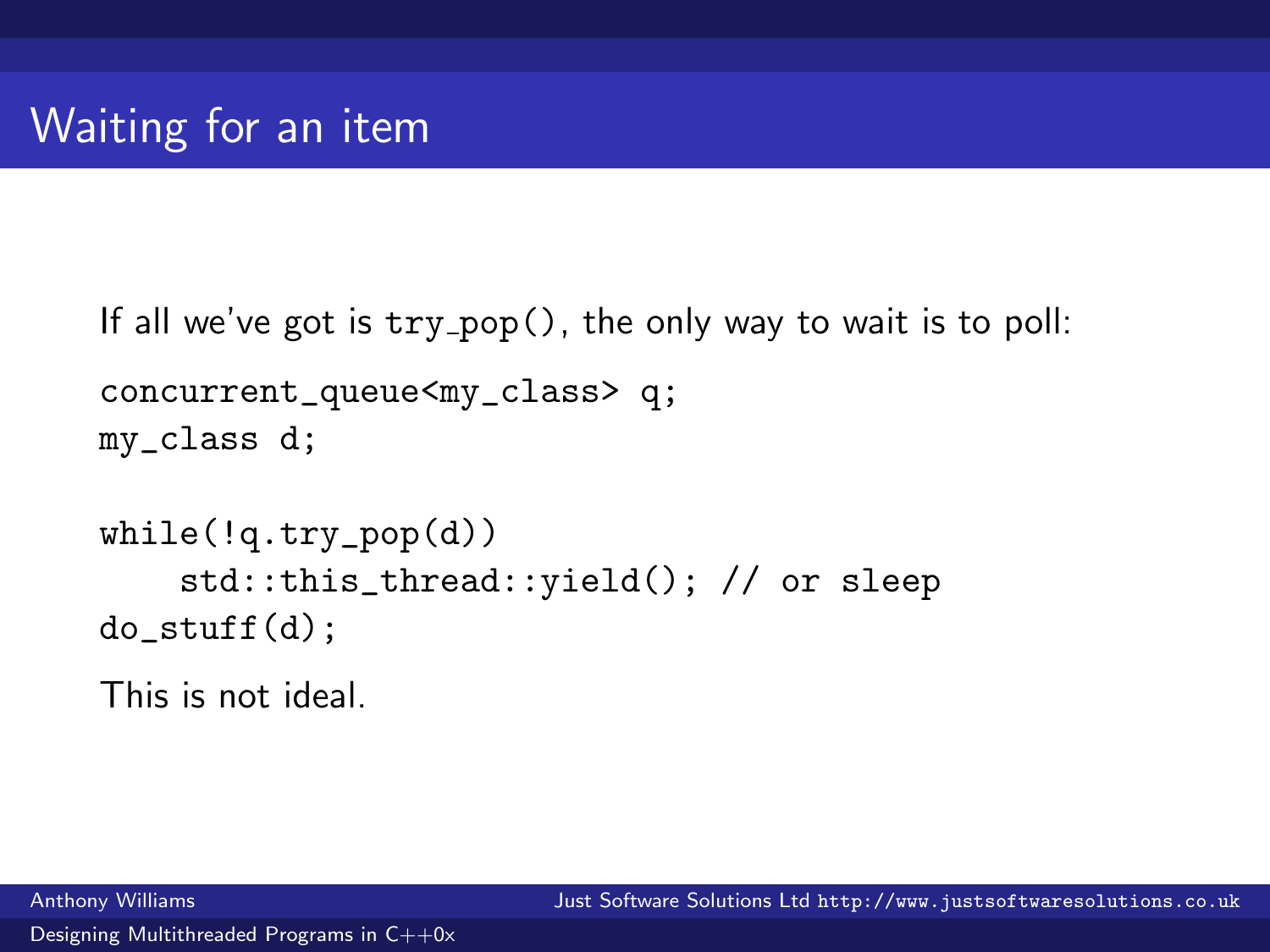# Waiting for an item

If all we've got is `try_pop()`, the only way to wait is to poll:

```
concurrent_queue<my_class> q;
my_class d;

while(!q.try_pop(d))
    std::this_thread::yield(); // or sleep
do_stuff(d);
```

This is not ideal.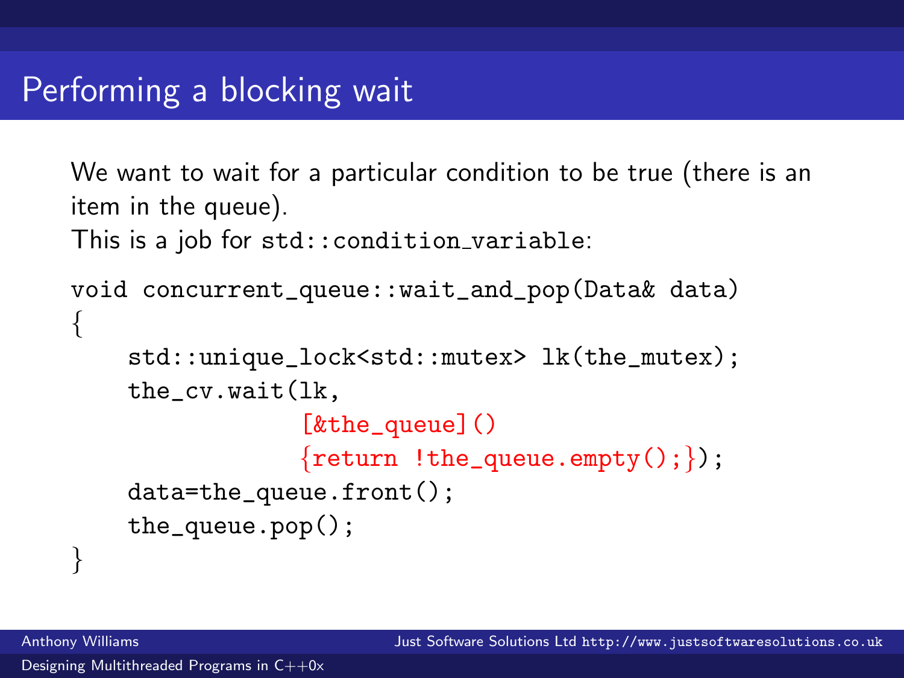# Performing a blocking wait

We want to wait for a particular condition to be true (there is an item in the queue).
This is a job for `std::condition_variable`:

```
void concurrent_queue::wait_and_pop(Data& data)
{
    std::unique_lock<std::mutex> lk(the_mutex);
    the_cv.wait(lk,
                [&the_queue]()
                {return !the_queue.empty();});
    data=the_queue.front();
    the_queue.pop();
}
```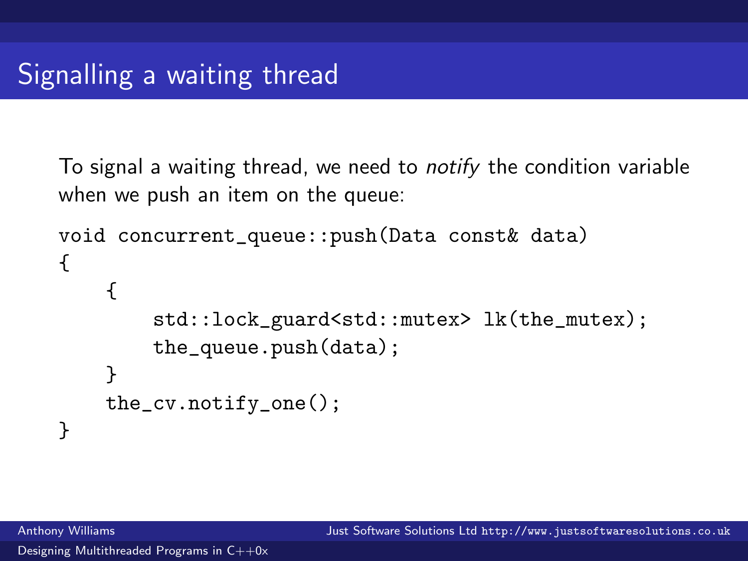# Signalling a waiting thread

To signal a waiting thread, we need to *notify* the condition variable when we push an item on the queue:

```
void concurrent_queue::push(Data const& data)
{
    {
        std::lock_guard<std::mutex> lk(the_mutex);
        the_queue.push(data);
    }
    the_cv.notify_one();
}
```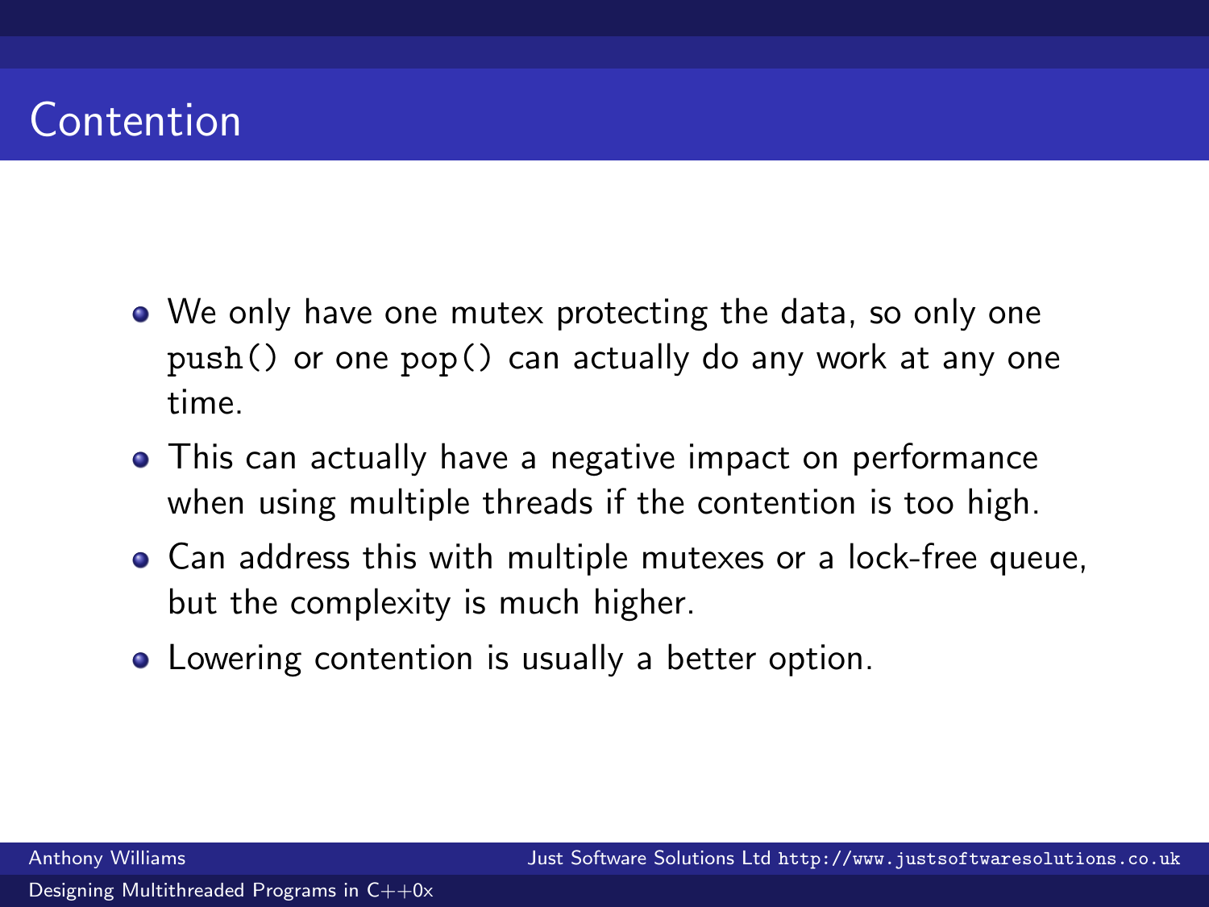# Contention

- We only have one mutex protecting the data, so only one `push()` or one `pop()` can actually do any work at any one time.
- This can actually have a negative impact on performance when using multiple threads if the contention is too high.
- Can address this with multiple mutexes or a lock-free queue, but the complexity is much higher.
- Lowering contention is usually a better option.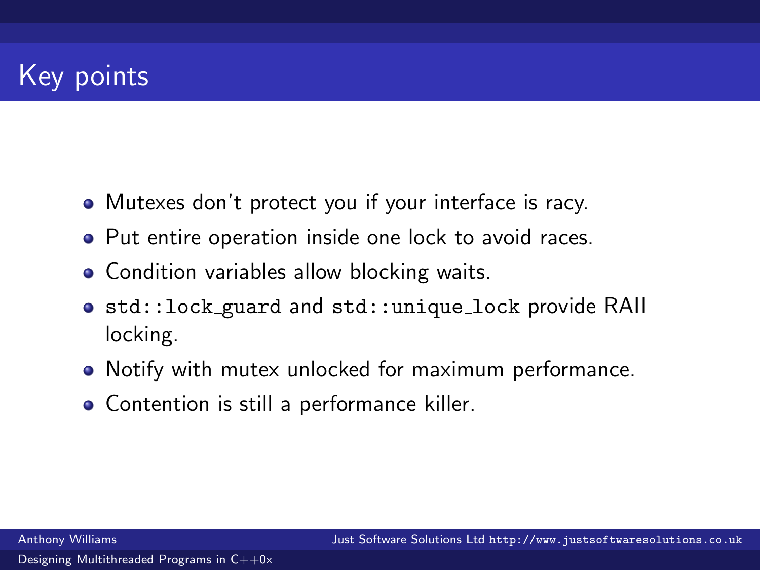# Key points

- Mutexes don't protect you if your interface is racy.
- Put entire operation inside one lock to avoid races.
- Condition variables allow blocking waits.
- `std::lock_guard` and `std::unique_lock` provide RAII locking.
- Notify with mutex unlocked for maximum performance.
- Contention is still a performance killer.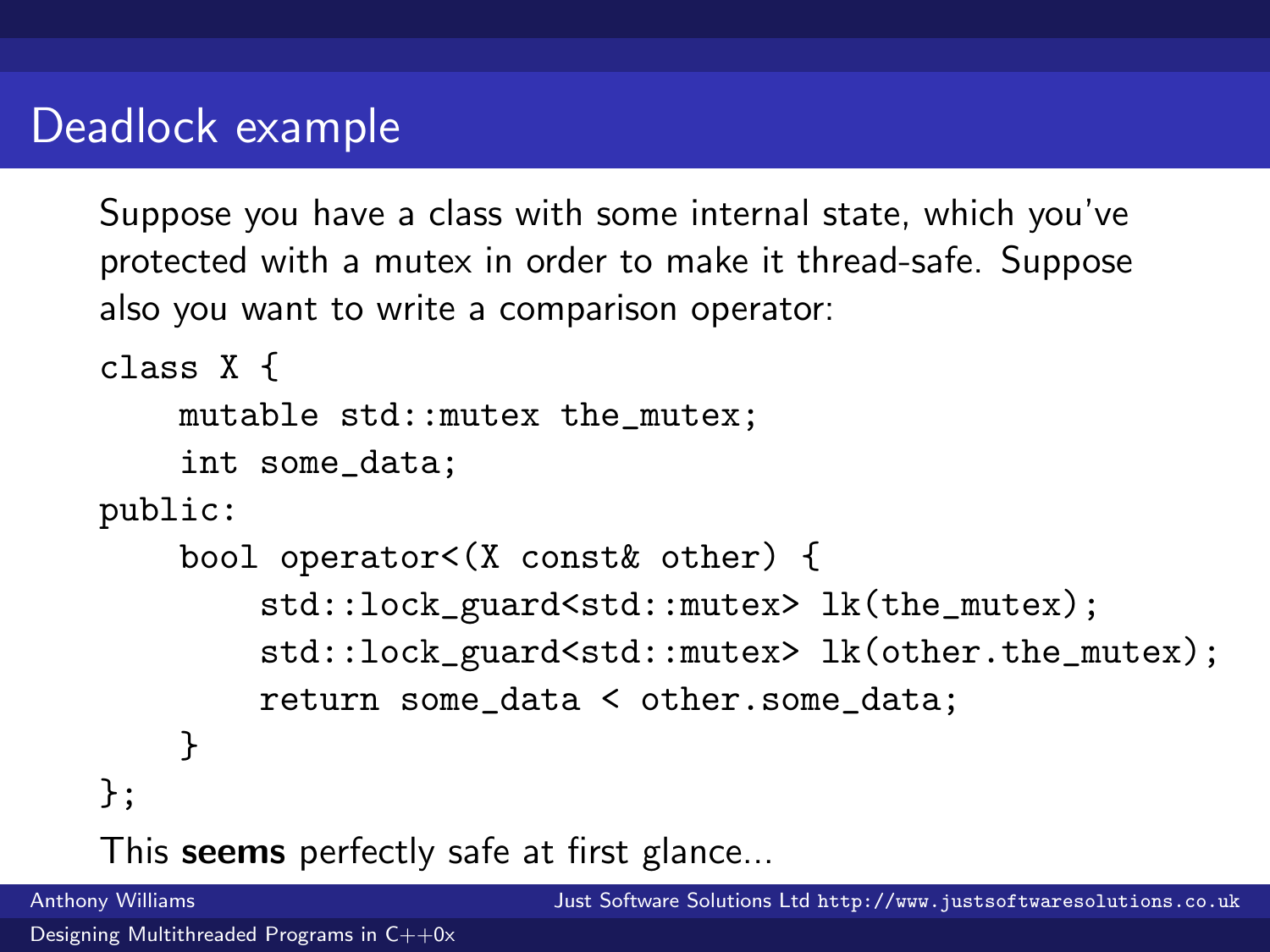# Deadlock example

Suppose you have a class with some internal state, which you've protected with a mutex in order to make it thread-safe. Suppose also you want to write a comparison operator:

```
class X {
    mutable std::mutex the_mutex;
    int some_data;
public:
    bool operator<(X const& other) {
        std::lock_guard<std::mutex> lk(the_mutex);
        std::lock_guard<std::mutex> lk(other.the_mutex);
        return some_data < other.some_data;
    }
};
```

This **seems** perfectly safe at first glance...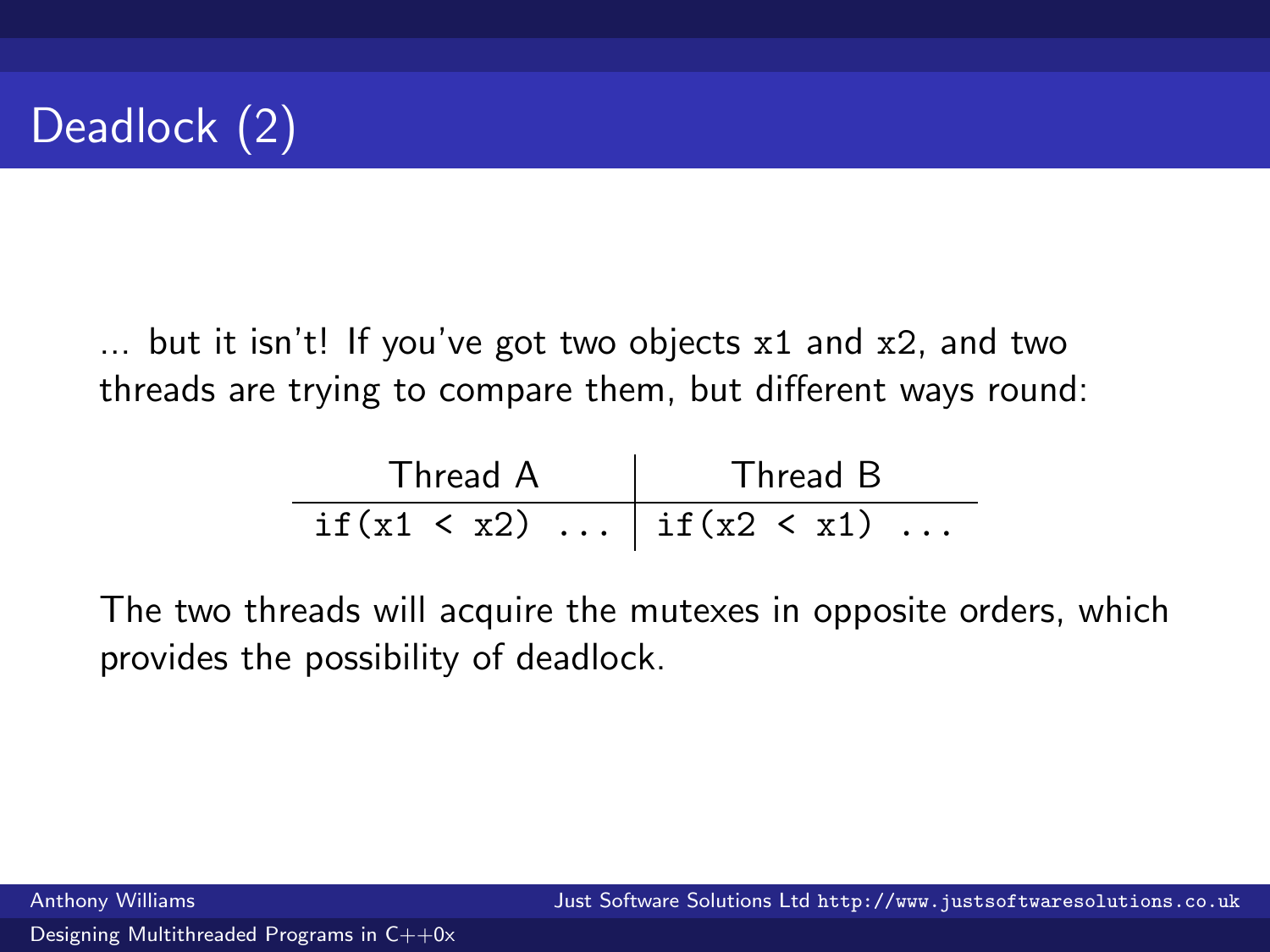# Deadlock (2)

... but it isn't! If you've got two objects `x1` and `x2`, and two threads are trying to compare them, but different ways round:

| Thread A | Thread B |
|---|---|
| `if(x1 < x2) ...` | `if(x2 < x1) ...` |

The two threads will acquire the mutexes in opposite orders, which provides the possibility of deadlock.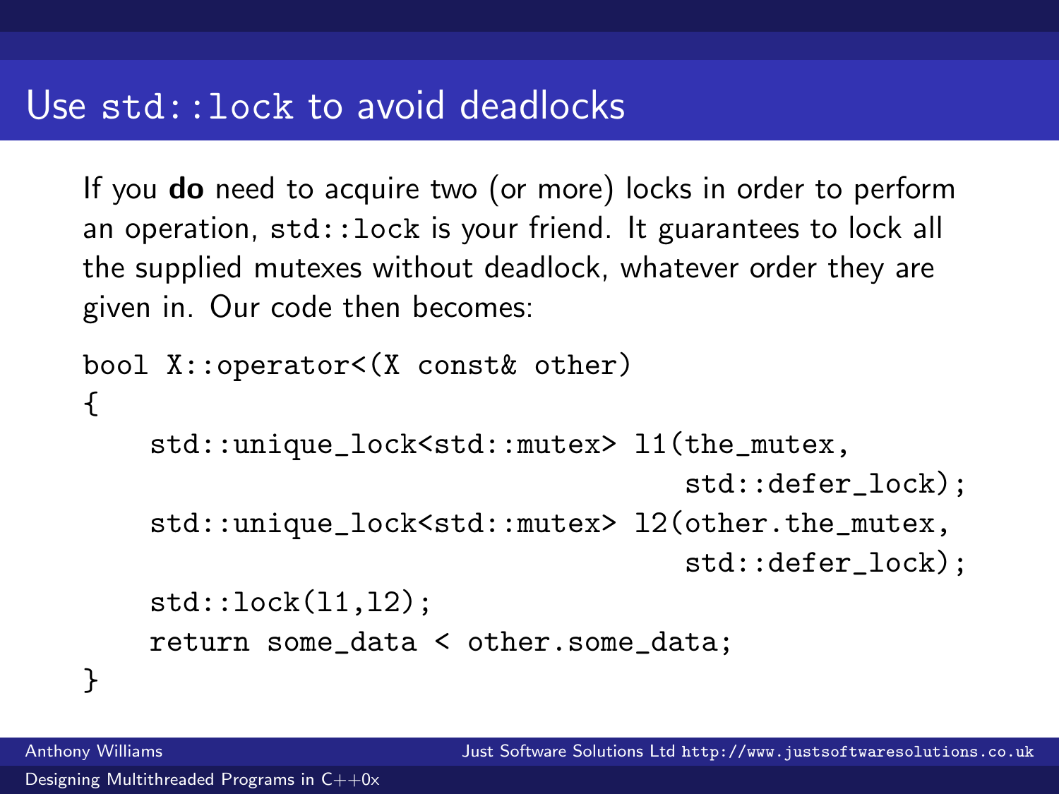# Use `std::lock` to avoid deadlocks

If you **do** need to acquire two (or more) locks in order to perform an operation, `std::lock` is your friend. It guarantees to lock all the supplied mutexes without deadlock, whatever order they are given in. Our code then becomes:

```
bool X::operator<(X const& other)
{
    std::unique_lock<std::mutex> l1(the_mutex,
                                    std::defer_lock);
    std::unique_lock<std::mutex> l2(other.the_mutex,
                                    std::defer_lock);
    std::lock(l1,l2);
    return some_data < other.some_data;
}
```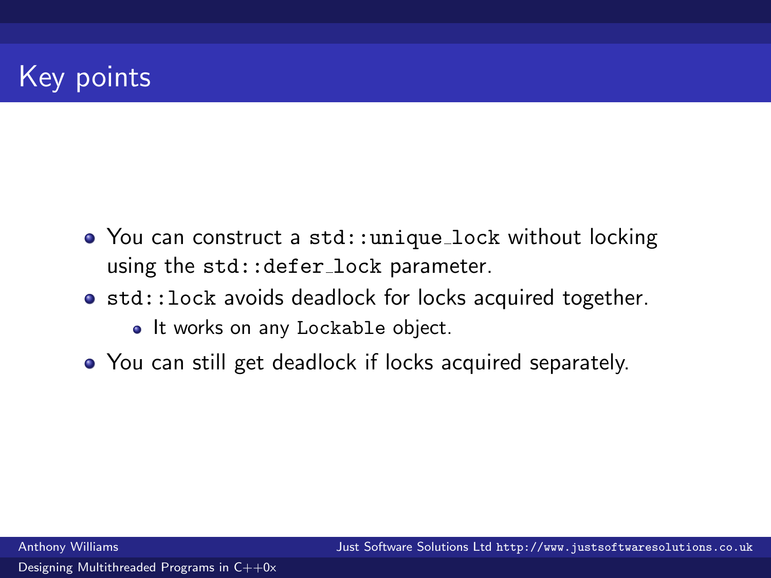# Key points

- You can construct a `std::unique_lock` without locking using the `std::defer_lock` parameter.
- `std::lock` avoids deadlock for locks acquired together.
  - It works on any `Lockable` object.
- You can still get deadlock if locks acquired separately.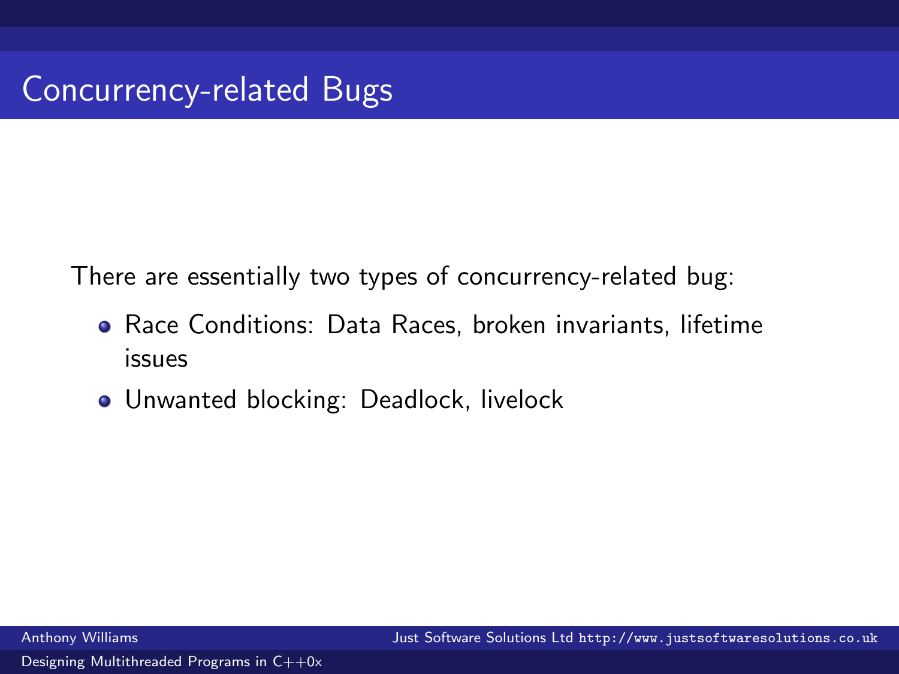# Concurrency-related Bugs

There are essentially two types of concurrency-related bug:

- Race Conditions: Data Races, broken invariants, lifetime issues
- Unwanted blocking: Deadlock, livelock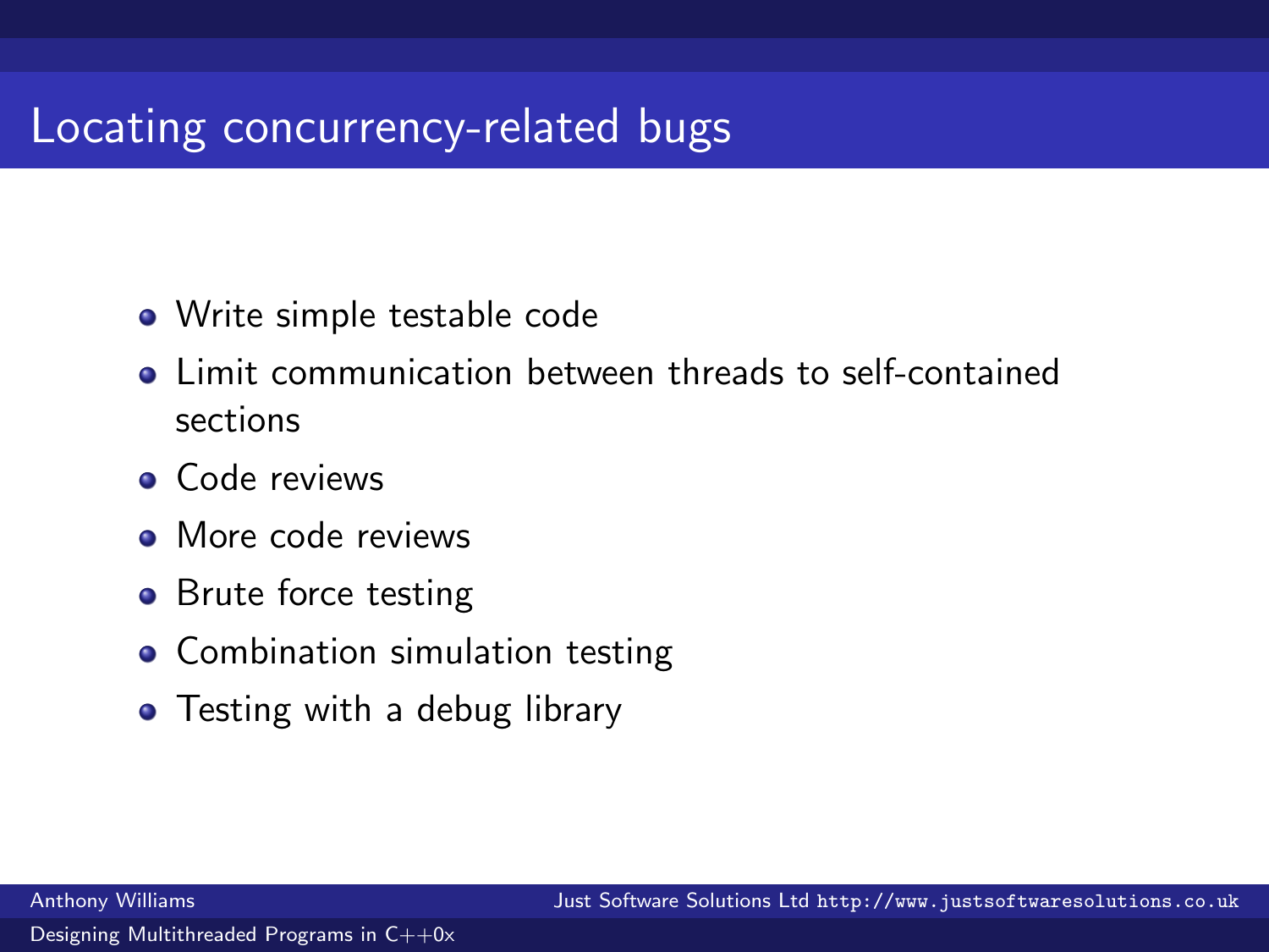# Locating concurrency-related bugs

- Write simple testable code
- Limit communication between threads to self-contained sections
- Code reviews
- More code reviews
- Brute force testing
- Combination simulation testing
- Testing with a debug library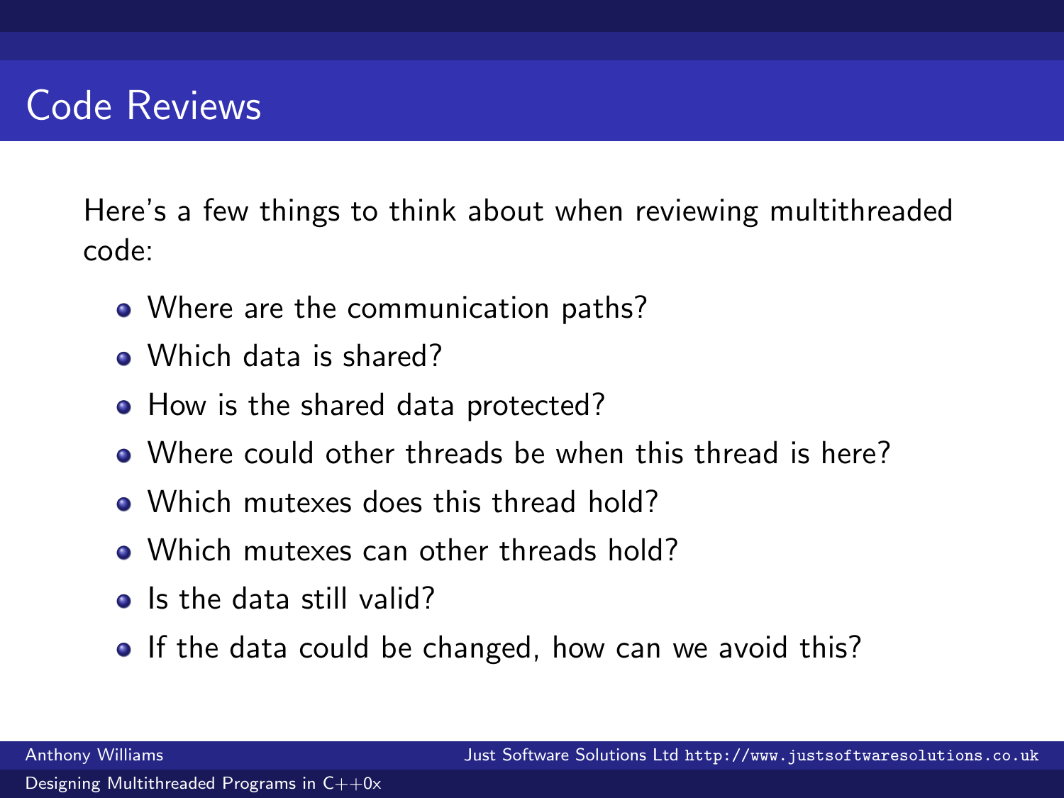# Code Reviews

Here's a few things to think about when reviewing multithreaded code:

- Where are the communication paths?
- Which data is shared?
- How is the shared data protected?
- Where could other threads be when this thread is here?
- Which mutexes does this thread hold?
- Which mutexes can other threads hold?
- Is the data still valid?
- If the data could be changed, how can we avoid this?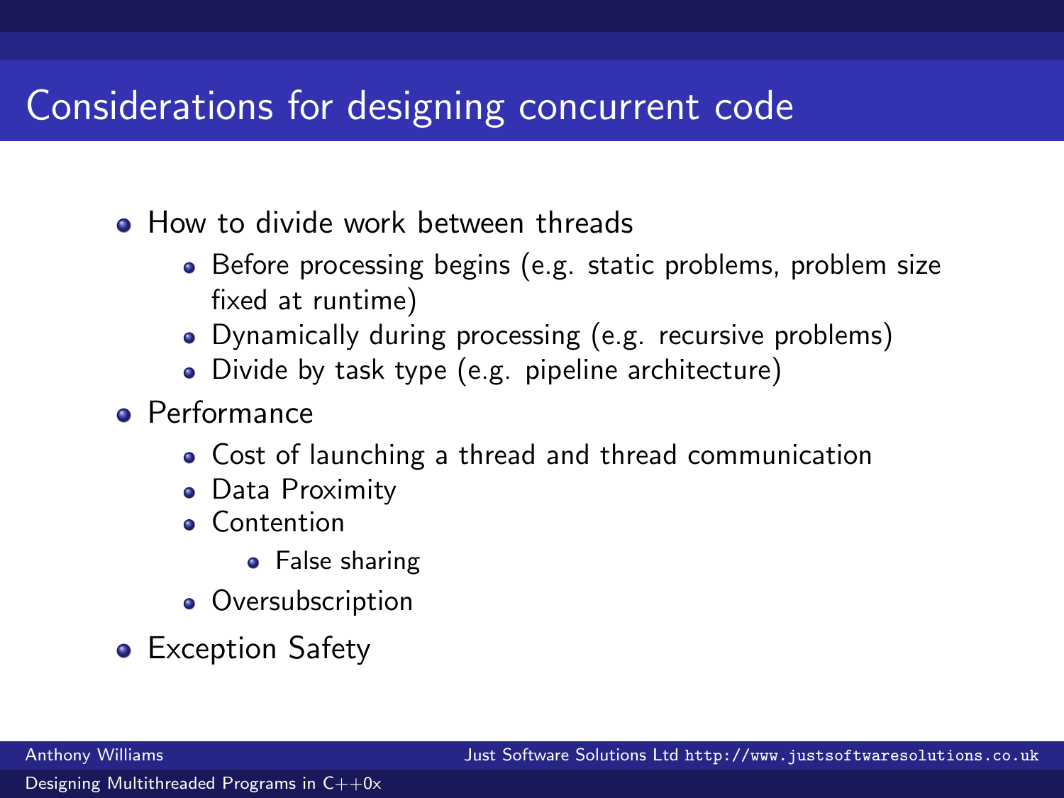# Considerations for designing concurrent code

- How to divide work between threads
  - Before processing begins (e.g. static problems, problem size fixed at runtime)
  - Dynamically during processing (e.g. recursive problems)
  - Divide by task type (e.g. pipeline architecture)
- Performance
  - Cost of launching a thread and thread communication
  - Data Proximity
  - Contention
    - False sharing
  - Oversubscription
- Exception Safety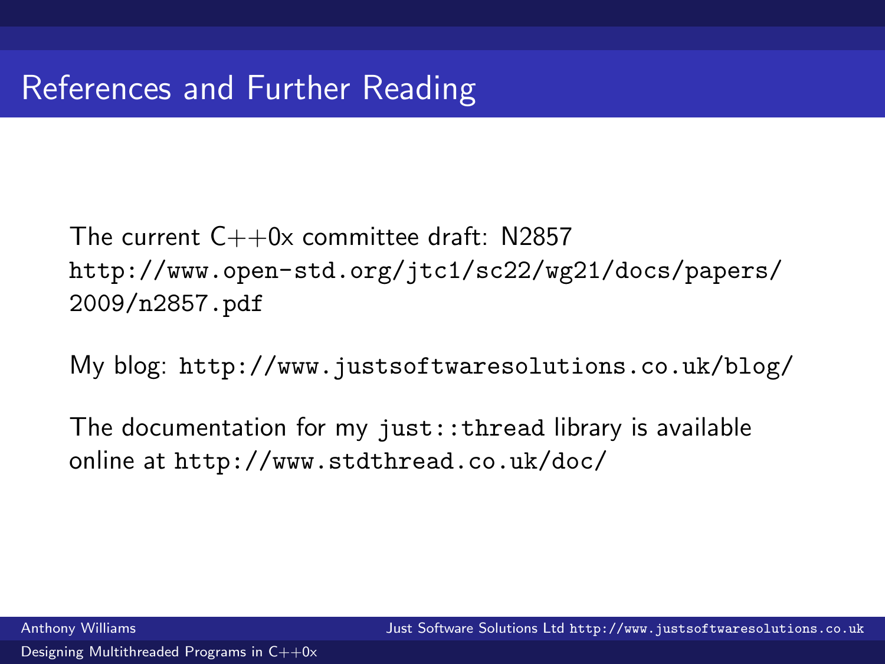# References and Further Reading

The current C++0x committee draft: N2857 `http://www.open-std.org/jtc1/sc22/wg21/docs/papers/2009/n2857.pdf`

My blog: `http://www.justsoftwaresolutions.co.uk/blog/`

The documentation for my `just::thread` library is available online at `http://www.stdthread.co.uk/doc/`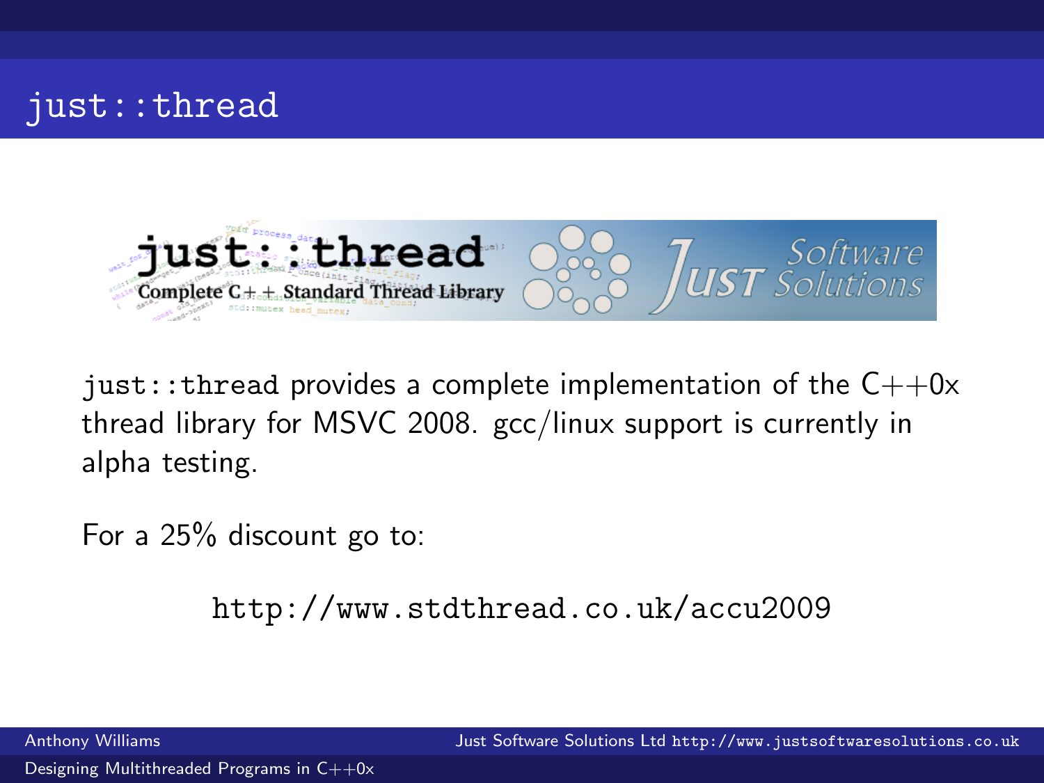# just::thread

just::thread provides a complete implementation of the C++0x thread library for MSVC 2008. gcc/linux support is currently in alpha testing.

For a 25% discount go to:

http://www.stdthread.co.uk/accu2009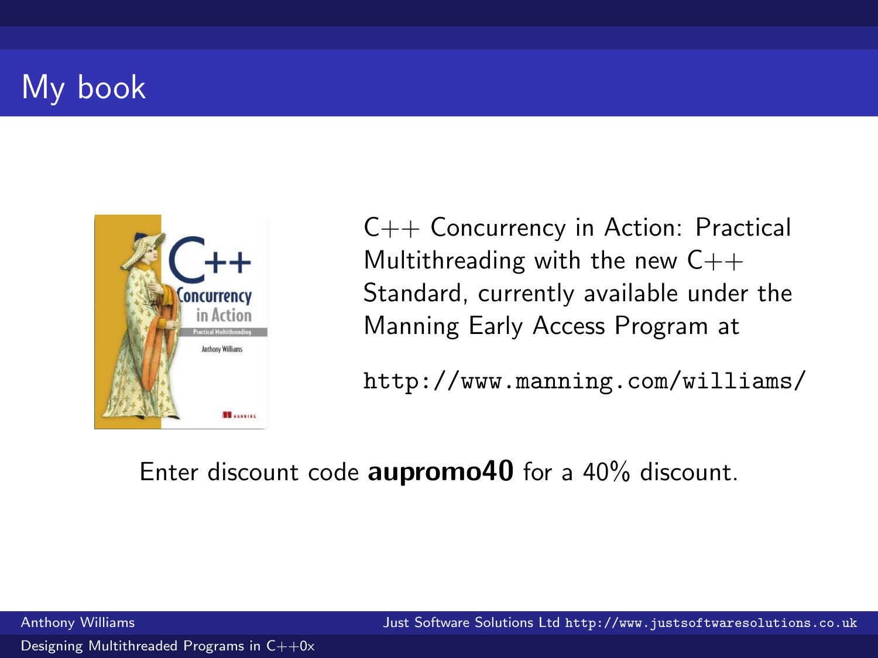# My book

C++ Concurrency in Action: Practical Multithreading with the new C++ Standard, currently available under the Manning Early Access Program at

http://www.manning.com/williams/

Enter discount code **aupromo40** for a 40% discount.